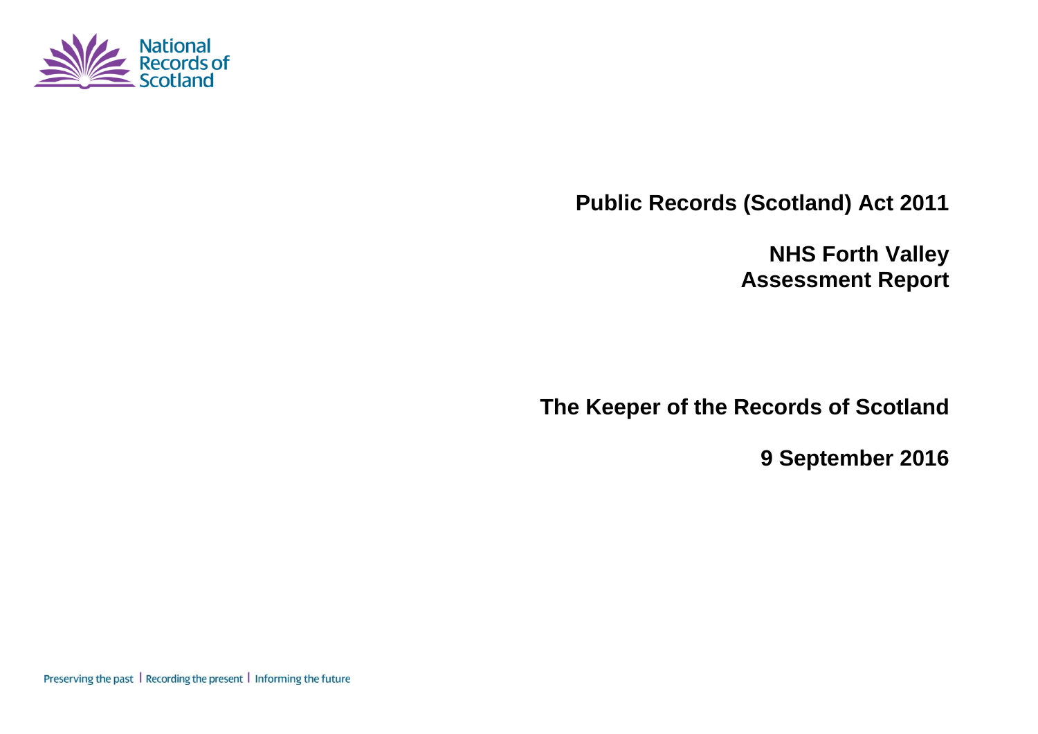National Records of Scotland

# Public Records (Scotland) Act 2011

## NHS Forth Valley Assessment Report

## The Keeper of the Records of Scotland

## 9 September 2016

Preserving the past | Recording the present | Informing the future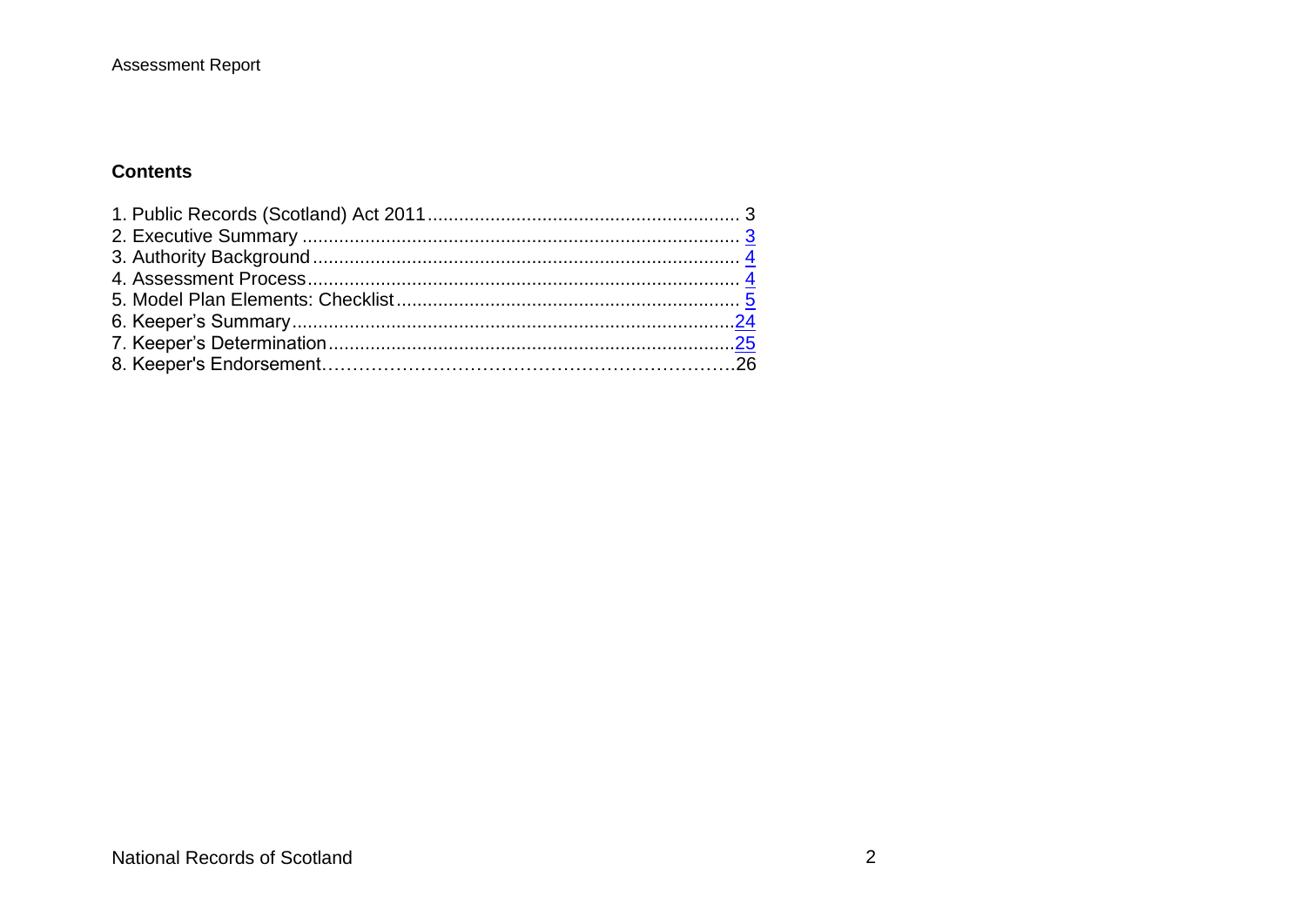## Contents

1. Public Records (Scotland) Act 2011 .......................................................... 3
2. Executive Summary .................................................................................. 3
3. Authority Background ............................................................................... 4
4. Assessment Process .................................................................................. 4
5. Model Plan Elements: Checklist ................................................................. 5
6. Keeper's Summary .................................................................................... 24
7. Keeper's Determination ............................................................................ 25
8. Keeper's Endorsement…………………………………………………………26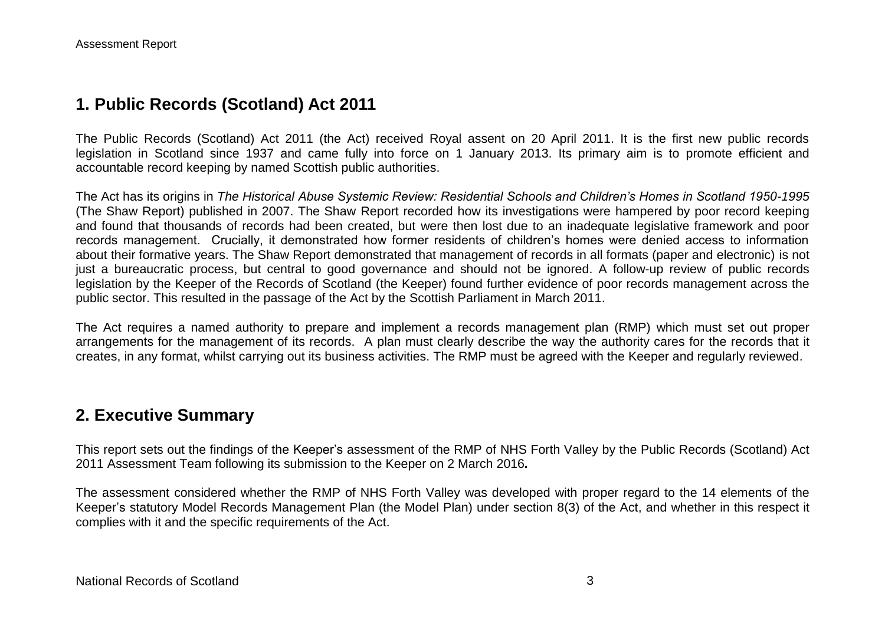## 1. Public Records (Scotland) Act 2011

The Public Records (Scotland) Act 2011 (the Act) received Royal assent on 20 April 2011. It is the first new public records legislation in Scotland since 1937 and came fully into force on 1 January 2013. Its primary aim is to promote efficient and accountable record keeping by named Scottish public authorities.

The Act has its origins in *The Historical Abuse Systemic Review: Residential Schools and Children's Homes in Scotland 1950-1995* (The Shaw Report) published in 2007. The Shaw Report recorded how its investigations were hampered by poor record keeping and found that thousands of records had been created, but were then lost due to an inadequate legislative framework and poor records management. Crucially, it demonstrated how former residents of children's homes were denied access to information about their formative years. The Shaw Report demonstrated that management of records in all formats (paper and electronic) is not just a bureaucratic process, but central to good governance and should not be ignored. A follow-up review of public records legislation by the Keeper of the Records of Scotland (the Keeper) found further evidence of poor records management across the public sector. This resulted in the passage of the Act by the Scottish Parliament in March 2011.

The Act requires a named authority to prepare and implement a records management plan (RMP) which must set out proper arrangements for the management of its records. A plan must clearly describe the way the authority cares for the records that it creates, in any format, whilst carrying out its business activities. The RMP must be agreed with the Keeper and regularly reviewed.

## 2. Executive Summary

This report sets out the findings of the Keeper's assessment of the RMP of NHS Forth Valley by the Public Records (Scotland) Act 2011 Assessment Team following its submission to the Keeper on 2 March 2016**.**

The assessment considered whether the RMP of NHS Forth Valley was developed with proper regard to the 14 elements of the Keeper's statutory Model Records Management Plan (the Model Plan) under section 8(3) of the Act, and whether in this respect it complies with it and the specific requirements of the Act.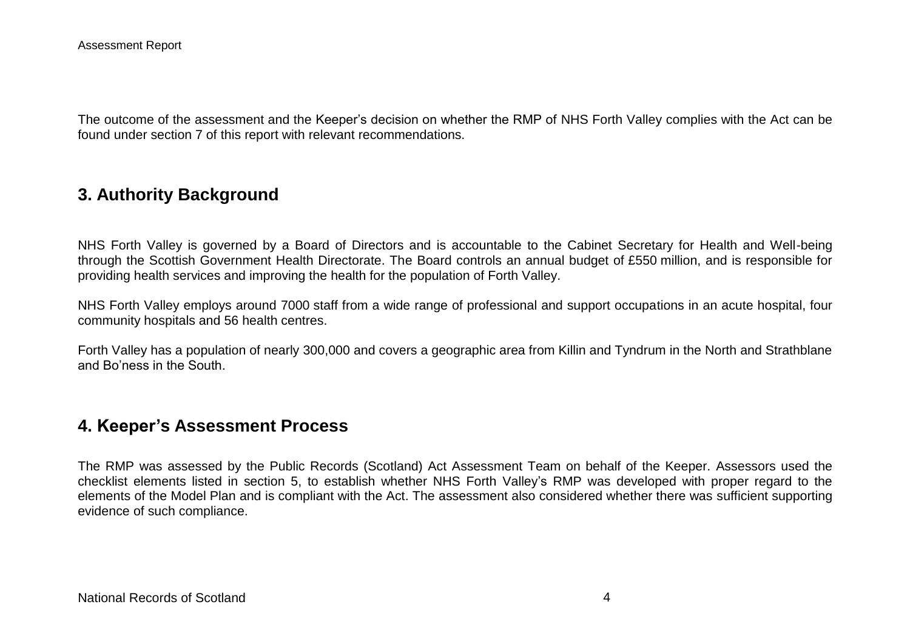The outcome of the assessment and the Keeper's decision on whether the RMP of NHS Forth Valley complies with the Act can be found under section 7 of this report with relevant recommendations.

## 3. Authority Background

NHS Forth Valley is governed by a Board of Directors and is accountable to the Cabinet Secretary for Health and Well-being through the Scottish Government Health Directorate. The Board controls an annual budget of £550 million, and is responsible for providing health services and improving the health for the population of Forth Valley.

NHS Forth Valley employs around 7000 staff from a wide range of professional and support occupations in an acute hospital, four community hospitals and 56 health centres.

Forth Valley has a population of nearly 300,000 and covers a geographic area from Killin and Tyndrum in the North and Strathblane and Bo'ness in the South.

## 4. Keeper's Assessment Process

The RMP was assessed by the Public Records (Scotland) Act Assessment Team on behalf of the Keeper. Assessors used the checklist elements listed in section 5, to establish whether NHS Forth Valley's RMP was developed with proper regard to the elements of the Model Plan and is compliant with the Act. The assessment also considered whether there was sufficient supporting evidence of such compliance.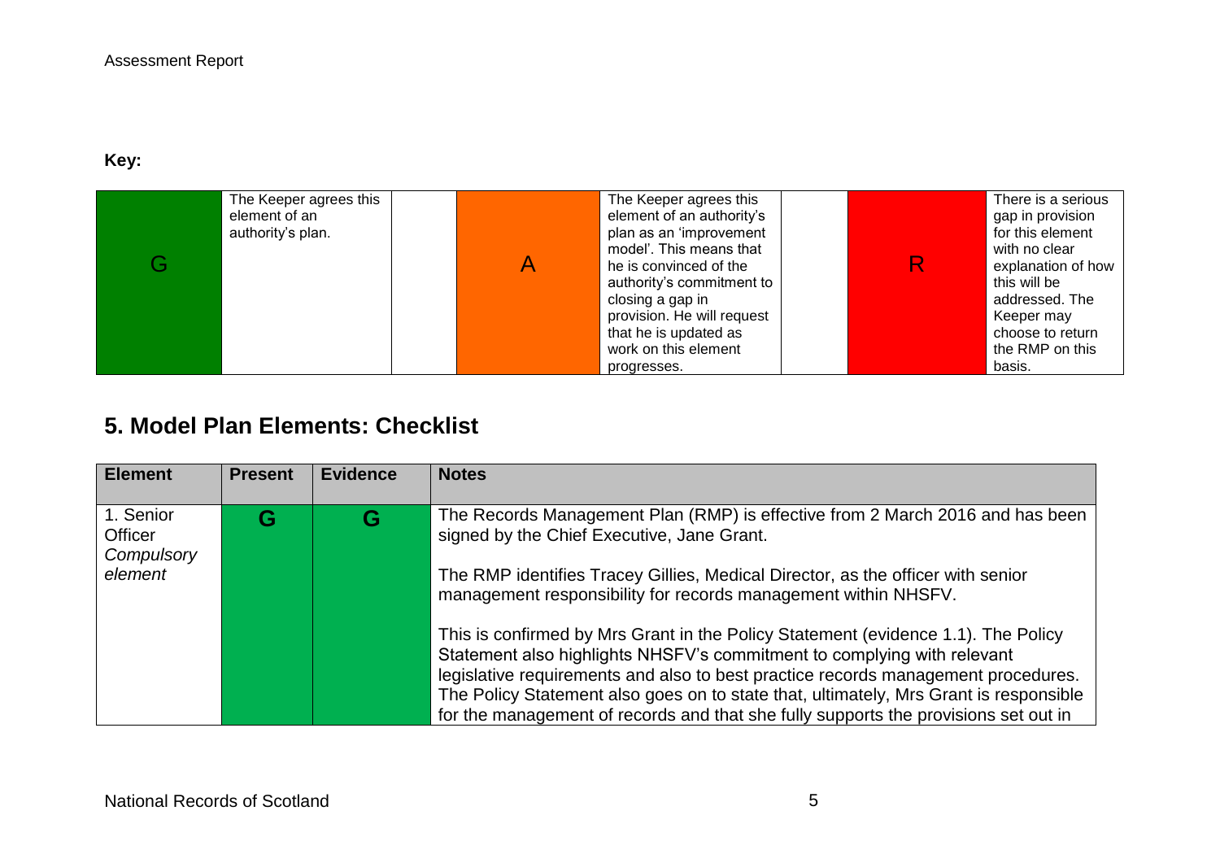**Key:**

| G | The Keeper agrees this element of an authority's plan. | | A | The Keeper agrees this element of an authority's plan as an 'improvement model'. This means that he is convinced of the authority's commitment to closing a gap in provision. He will request that he is updated as work on this element progresses. | | R | There is a serious gap in provision for this element with no clear explanation of how this will be addressed. The Keeper may choose to return the RMP on this basis. |
|---|---|---|---|---|---|---|---|

## 5. Model Plan Elements: Checklist

| Element | Present | Evidence | Notes |
|---|---|---|---|
| 1. Senior Officer *Compulsory element* | **G** | **G** | The Records Management Plan (RMP) is effective from 2 March 2016 and has been signed by the Chief Executive, Jane Grant.<br><br>The RMP identifies Tracey Gillies, Medical Director, as the officer with senior management responsibility for records management within NHSFV.<br><br>This is confirmed by Mrs Grant in the Policy Statement (evidence 1.1). The Policy Statement also highlights NHSFV's commitment to complying with relevant legislative requirements and also to best practice records management procedures. The Policy Statement also goes on to state that, ultimately, Mrs Grant is responsible for the management of records and that she fully supports the provisions set out in |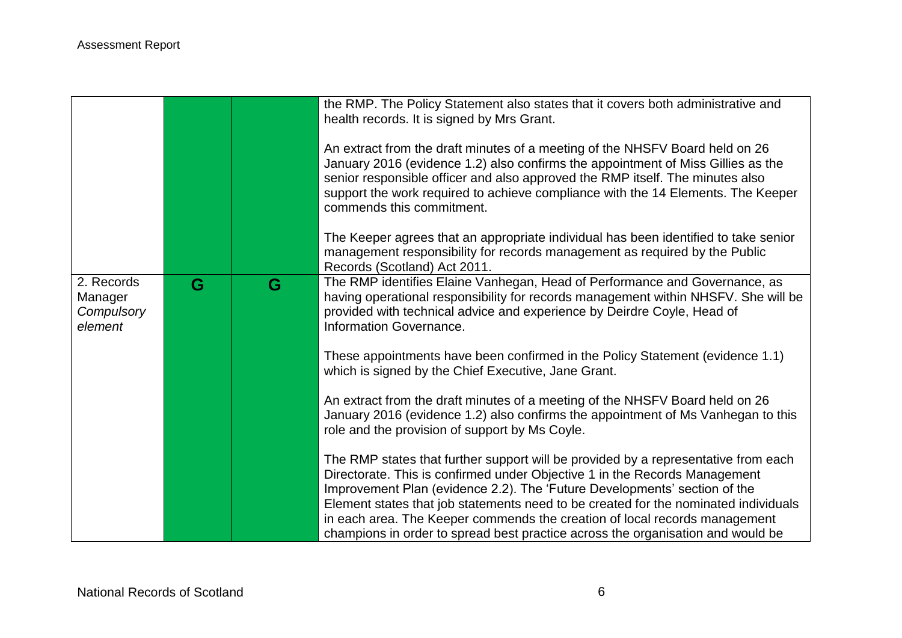| | | | |
|---|---|---|---|
| | | | the RMP. The Policy Statement also states that it covers both administrative and health records. It is signed by Mrs Grant.<br><br>An extract from the draft minutes of a meeting of the NHSFV Board held on 26 January 2016 (evidence 1.2) also confirms the appointment of Miss Gillies as the senior responsible officer and also approved the RMP itself. The minutes also support the work required to achieve compliance with the 14 Elements. The Keeper commends this commitment.<br><br>The Keeper agrees that an appropriate individual has been identified to take senior management responsibility for records management as required by the Public Records (Scotland) Act 2011. |
| 2. Records Manager *Compulsory element* | G | G | The RMP identifies Elaine Vanhegan, Head of Performance and Governance, as having operational responsibility for records management within NHSFV. She will be provided with technical advice and experience by Deirdre Coyle, Head of Information Governance.<br><br>These appointments have been confirmed in the Policy Statement (evidence 1.1) which is signed by the Chief Executive, Jane Grant.<br><br>An extract from the draft minutes of a meeting of the NHSFV Board held on 26 January 2016 (evidence 1.2) also confirms the appointment of Ms Vanhegan to this role and the provision of support by Ms Coyle.<br><br>The RMP states that further support will be provided by a representative from each Directorate. This is confirmed under Objective 1 in the Records Management Improvement Plan (evidence 2.2). The 'Future Developments' section of the Element states that job statements need to be created for the nominated individuals in each area. The Keeper commends the creation of local records management champions in order to spread best practice across the organisation and would be |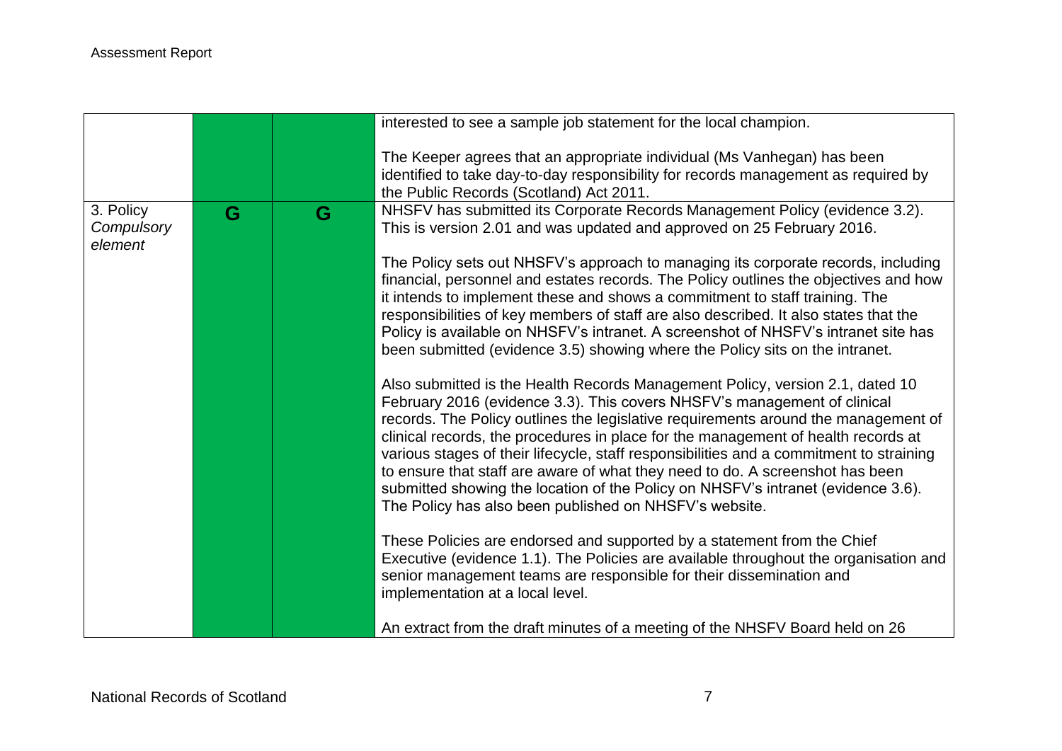| | | | |
|---|---|---|---|
| | | | interested to see a sample job statement for the local champion.<br><br>The Keeper agrees that an appropriate individual (Ms Vanhegan) has been identified to take day-to-day responsibility for records management as required by the Public Records (Scotland) Act 2011. |
| 3. Policy *Compulsory element* | G | G | NHSFV has submitted its Corporate Records Management Policy (evidence 3.2). This is version 2.01 and was updated and approved on 25 February 2016.<br><br>The Policy sets out NHSFV's approach to managing its corporate records, including financial, personnel and estates records. The Policy outlines the objectives and how it intends to implement these and shows a commitment to staff training. The responsibilities of key members of staff are also described. It also states that the Policy is available on NHSFV's intranet. A screenshot of NHSFV's intranet site has been submitted (evidence 3.5) showing where the Policy sits on the intranet.<br><br>Also submitted is the Health Records Management Policy, version 2.1, dated 10 February 2016 (evidence 3.3). This covers NHSFV's management of clinical records. The Policy outlines the legislative requirements around the management of clinical records, the procedures in place for the management of health records at various stages of their lifecycle, staff responsibilities and a commitment to straining to ensure that staff are aware of what they need to do. A screenshot has been submitted showing the location of the Policy on NHSFV's intranet (evidence 3.6). The Policy has also been published on NHSFV's website.<br><br>These Policies are endorsed and supported by a statement from the Chief Executive (evidence 1.1). The Policies are available throughout the organisation and senior management teams are responsible for their dissemination and implementation at a local level.<br><br>An extract from the draft minutes of a meeting of the NHSFV Board held on 26 |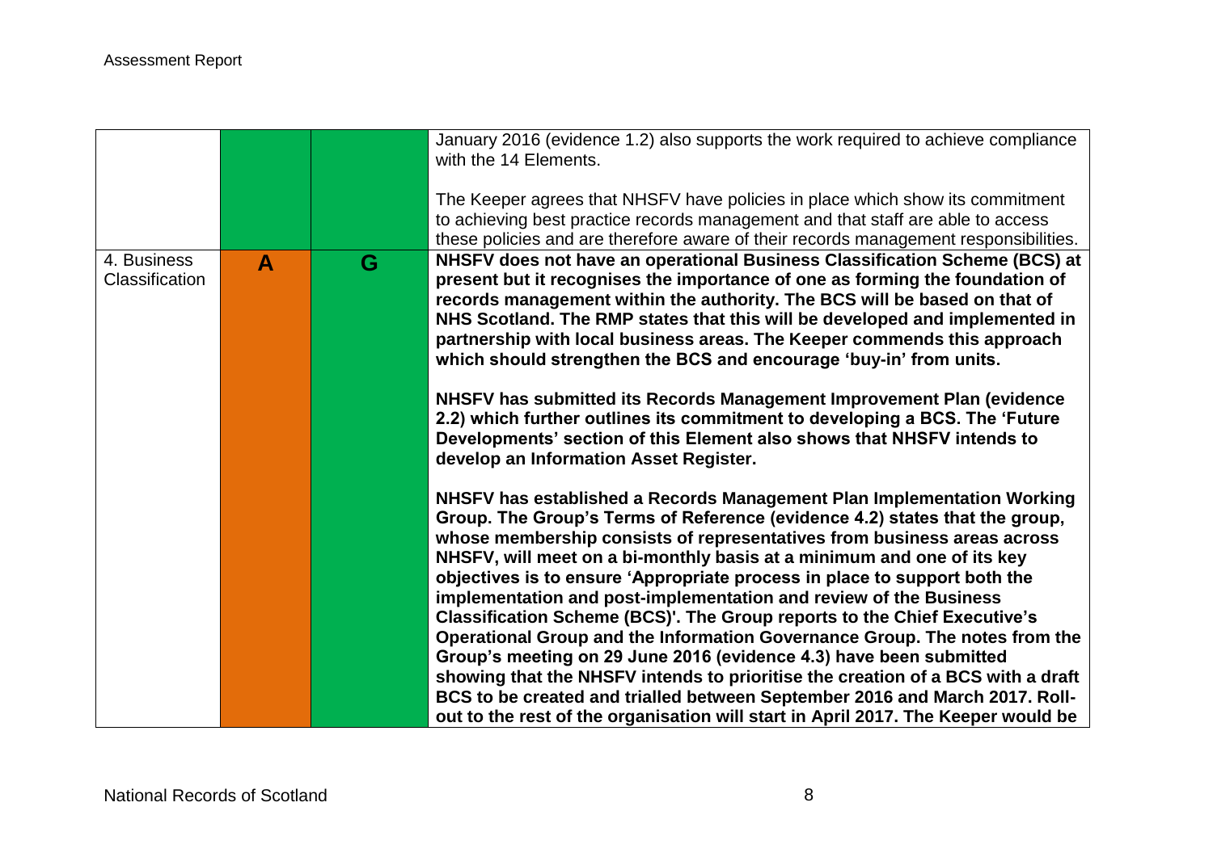| | | | |
|---|---|---|---|
| | | | January 2016 (evidence 1.2) also supports the work required to achieve compliance with the 14 Elements.<br><br>The Keeper agrees that NHSFV have policies in place which show its commitment to achieving best practice records management and that staff are able to access these policies and are therefore aware of their records management responsibilities. |
| 4. Business Classification | **A** | **G** | **NHSFV does not have an operational Business Classification Scheme (BCS) at present but it recognises the importance of one as forming the foundation of records management within the authority. The BCS will be based on that of NHS Scotland. The RMP states that this will be developed and implemented in partnership with local business areas. The Keeper commends this approach which should strengthen the BCS and encourage 'buy-in' from units.**<br><br>**NHSFV has submitted its Records Management Improvement Plan (evidence 2.2) which further outlines its commitment to developing a BCS. The 'Future Developments' section of this Element also shows that NHSFV intends to develop an Information Asset Register.**<br><br>**NHSFV has established a Records Management Plan Implementation Working Group. The Group's Terms of Reference (evidence 4.2) states that the group, whose membership consists of representatives from business areas across NHSFV, will meet on a bi-monthly basis at a minimum and one of its key objectives is to ensure 'Appropriate process in place to support both the implementation and post-implementation and review of the Business Classification Scheme (BCS)'. The Group reports to the Chief Executive's Operational Group and the Information Governance Group. The notes from the Group's meeting on 29 June 2016 (evidence 4.3) have been submitted showing that the NHSFV intends to prioritise the creation of a BCS with a draft BCS to be created and trialled between September 2016 and March 2017. Roll-out to the rest of the organisation will start in April 2017. The Keeper would be** |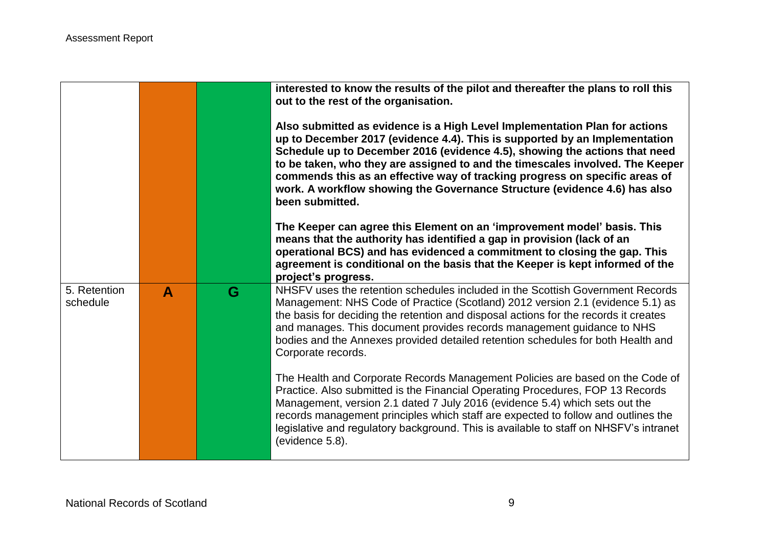| | | | |
|---|---|---|---|
| | | | **interested to know the results of the pilot and thereafter the plans to roll this out to the rest of the organisation.**<br><br>**Also submitted as evidence is a High Level Implementation Plan for actions up to December 2017 (evidence 4.4). This is supported by an Implementation Schedule up to December 2016 (evidence 4.5), showing the actions that need to be taken, who they are assigned to and the timescales involved. The Keeper commends this as an effective way of tracking progress on specific areas of work. A workflow showing the Governance Structure (evidence 4.6) has also been submitted.**<br><br>**The Keeper can agree this Element on an 'improvement model' basis. This means that the authority has identified a gap in provision (lack of an operational BCS) and has evidenced a commitment to closing the gap. This agreement is conditional on the basis that the Keeper is kept informed of the project's progress.** |
| 5. Retention schedule | **A** | **G** | NHSFV uses the retention schedules included in the Scottish Government Records Management: NHS Code of Practice (Scotland) 2012 version 2.1 (evidence 5.1) as the basis for deciding the retention and disposal actions for the records it creates and manages. This document provides records management guidance to NHS bodies and the Annexes provided detailed retention schedules for both Health and Corporate records.<br><br>The Health and Corporate Records Management Policies are based on the Code of Practice. Also submitted is the Financial Operating Procedures, FOP 13 Records Management, version 2.1 dated 7 July 2016 (evidence 5.4) which sets out the records management principles which staff are expected to follow and outlines the legislative and regulatory background. This is available to staff on NHSFV's intranet (evidence 5.8). |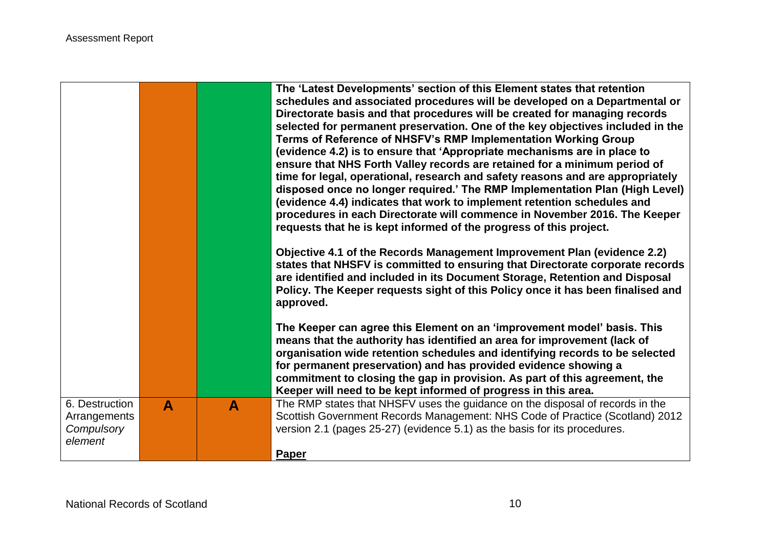| | | | |
|---|---|---|---|
| | | | **The 'Latest Developments' section of this Element states that retention schedules and associated procedures will be developed on a Departmental or Directorate basis and that procedures will be created for managing records selected for permanent preservation. One of the key objectives included in the Terms of Reference of NHSFV's RMP Implementation Working Group (evidence 4.2) is to ensure that 'Appropriate mechanisms are in place to ensure that NHS Forth Valley records are retained for a minimum period of time for legal, operational, research and safety reasons and are appropriately disposed once no longer required.' The RMP Implementation Plan (High Level) (evidence 4.4) indicates that work to implement retention schedules and procedures in each Directorate will commence in November 2016. The Keeper requests that he is kept informed of the progress of this project.**<br><br>**Objective 4.1 of the Records Management Improvement Plan (evidence 2.2) states that NHSFV is committed to ensuring that Directorate corporate records are identified and included in its Document Storage, Retention and Disposal Policy. The Keeper requests sight of this Policy once it has been finalised and approved.**<br><br>**The Keeper can agree this Element on an 'improvement model' basis. This means that the authority has identified an area for improvement (lack of organisation wide retention schedules and identifying records to be selected for permanent preservation) and has provided evidence showing a commitment to closing the gap in provision. As part of this agreement, the Keeper will need to be kept informed of progress in this area.** |
| 6. Destruction Arrangements *Compulsory element* | **A** | **A** | The RMP states that NHSFV uses the guidance on the disposal of records in the Scottish Government Records Management: NHS Code of Practice (Scotland) 2012 version 2.1 (pages 25-27) (evidence 5.1) as the basis for its procedures.<br><br>**Paper** |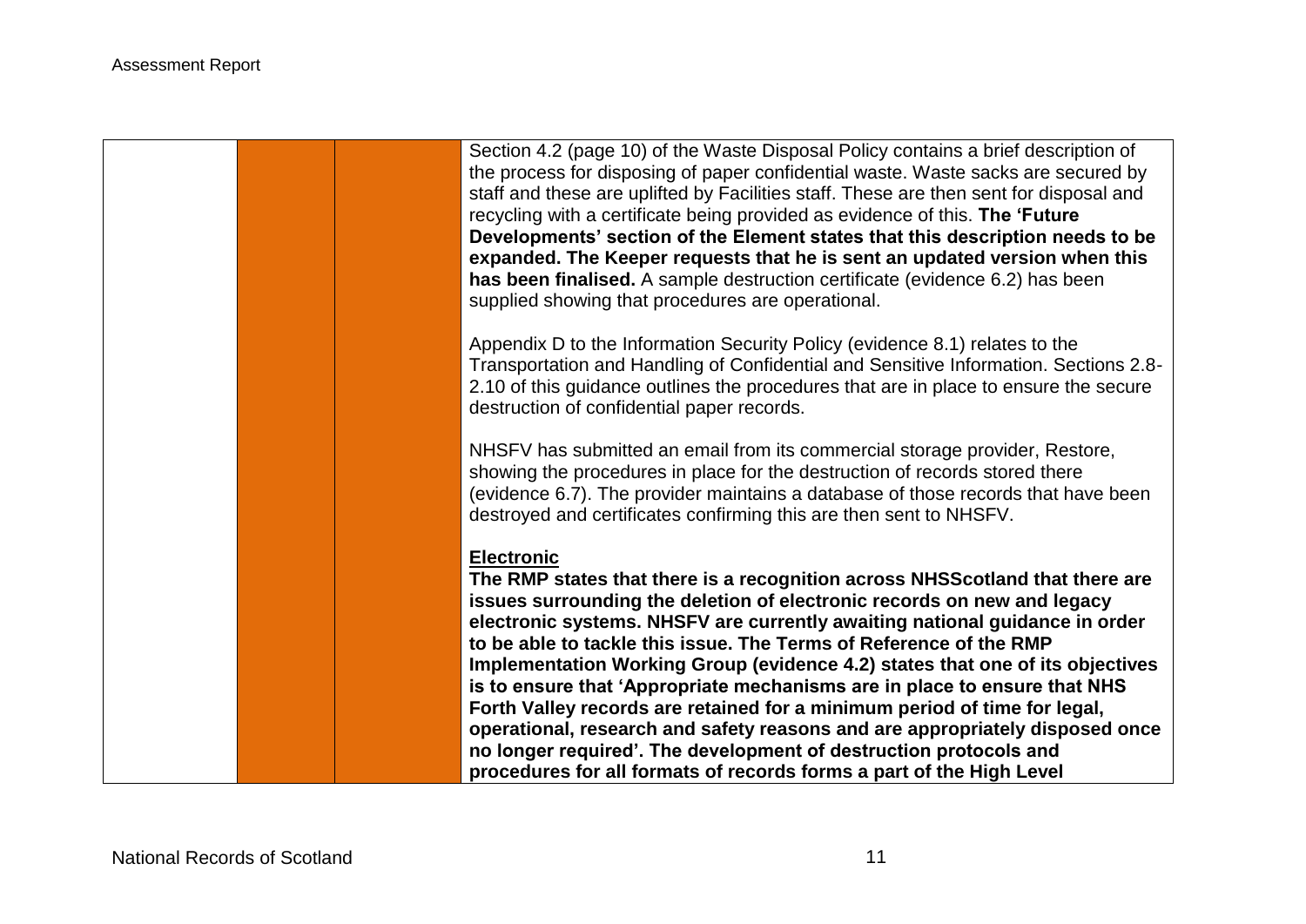| | | | |
|---|---|---|---|
| | | | Section 4.2 (page 10) of the Waste Disposal Policy contains a brief description of the process for disposing of paper confidential waste. Waste sacks are secured by staff and these are uplifted by Facilities staff. These are then sent for disposal and recycling with a certificate being provided as evidence of this. **The 'Future Developments' section of the Element states that this description needs to be expanded. The Keeper requests that he is sent an updated version when this has been finalised.** A sample destruction certificate (evidence 6.2) has been supplied showing that procedures are operational.<br><br>Appendix D to the Information Security Policy (evidence 8.1) relates to the Transportation and Handling of Confidential and Sensitive Information. Sections 2.8-2.10 of this guidance outlines the procedures that are in place to ensure the secure destruction of confidential paper records.<br><br>NHSFV has submitted an email from its commercial storage provider, Restore, showing the procedures in place for the destruction of records stored there (evidence 6.7). The provider maintains a database of those records that have been destroyed and certificates confirming this are then sent to NHSFV.<br><br>**<u>Electronic</u>**<br>**The RMP states that there is a recognition across NHSScotland that there are issues surrounding the deletion of electronic records on new and legacy electronic systems. NHSFV are currently awaiting national guidance in order to be able to tackle this issue. The Terms of Reference of the RMP Implementation Working Group (evidence 4.2) states that one of its objectives is to ensure that 'Appropriate mechanisms are in place to ensure that NHS Forth Valley records are retained for a minimum period of time for legal, operational, research and safety reasons and are appropriately disposed once no longer required'. The development of destruction protocols and procedures for all formats of records forms a part of the High Level** |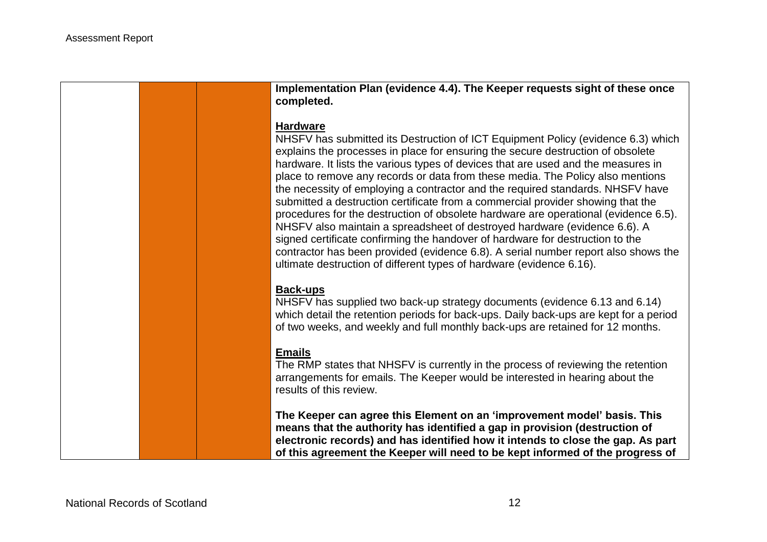| | | | |
|---|---|---|---|
| | | | **Implementation Plan (evidence 4.4). The Keeper requests sight of these once completed.**<br><br>**<u>Hardware</u>**<br>NHSFV has submitted its Destruction of ICT Equipment Policy (evidence 6.3) which explains the processes in place for ensuring the secure destruction of obsolete hardware. It lists the various types of devices that are used and the measures in place to remove any records or data from these media. The Policy also mentions the necessity of employing a contractor and the required standards. NHSFV have submitted a destruction certificate from a commercial provider showing that the procedures for the destruction of obsolete hardware are operational (evidence 6.5). NHSFV also maintain a spreadsheet of destroyed hardware (evidence 6.6). A signed certificate confirming the handover of hardware for destruction to the contractor has been provided (evidence 6.8). A serial number report also shows the ultimate destruction of different types of hardware (evidence 6.16).<br><br>**<u>Back-ups</u>**<br>NHSFV has supplied two back-up strategy documents (evidence 6.13 and 6.14) which detail the retention periods for back-ups. Daily back-ups are kept for a period of two weeks, and weekly and full monthly back-ups are retained for 12 months.<br><br>**<u>Emails</u>**<br>The RMP states that NHSFV is currently in the process of reviewing the retention arrangements for emails. The Keeper would be interested in hearing about the results of this review.<br><br>**The Keeper can agree this Element on an 'improvement model' basis. This means that the authority has identified a gap in provision (destruction of electronic records) and has identified how it intends to close the gap. As part of this agreement the Keeper will need to be kept informed of the progress of** |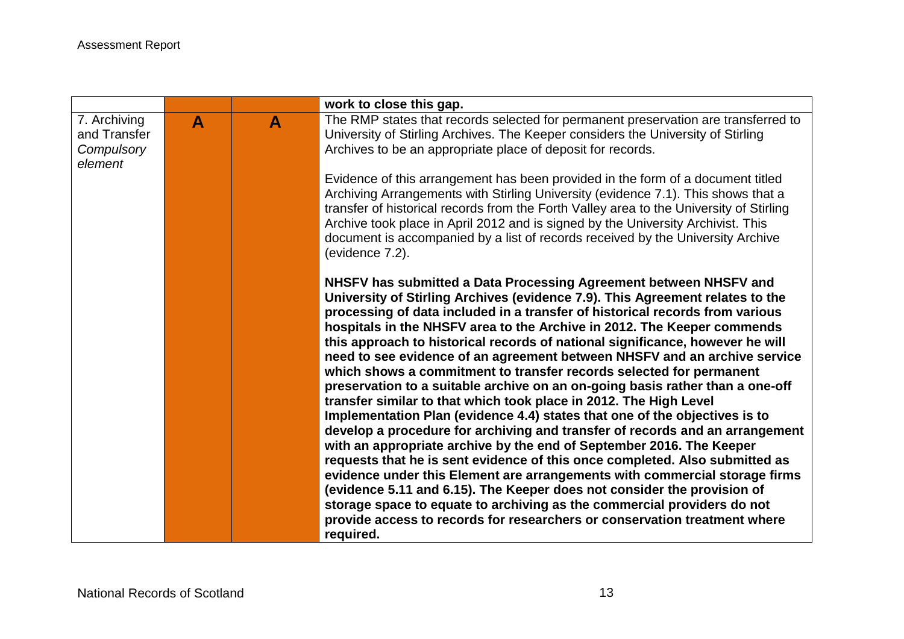| | | | |
|---|---|---|---|
| | | | **work to close this gap.** |
| 7. Archiving and Transfer *Compulsory element* | **A** | **A** | The RMP states that records selected for permanent preservation are transferred to University of Stirling Archives. The Keeper considers the University of Stirling Archives to be an appropriate place of deposit for records.<br><br>Evidence of this arrangement has been provided in the form of a document titled Archiving Arrangements with Stirling University (evidence 7.1). This shows that a transfer of historical records from the Forth Valley area to the University of Stirling Archive took place in April 2012 and is signed by the University Archivist. This document is accompanied by a list of records received by the University Archive (evidence 7.2).<br><br>**NHSFV has submitted a Data Processing Agreement between NHSFV and University of Stirling Archives (evidence 7.9). This Agreement relates to the processing of data included in a transfer of historical records from various hospitals in the NHSFV area to the Archive in 2012. The Keeper commends this approach to historical records of national significance, however he will need to see evidence of an agreement between NHSFV and an archive service which shows a commitment to transfer records selected for permanent preservation to a suitable archive on an on-going basis rather than a one-off transfer similar to that which took place in 2012. The High Level Implementation Plan (evidence 4.4) states that one of the objectives is to develop a procedure for archiving and transfer of records and an arrangement with an appropriate archive by the end of September 2016. The Keeper requests that he is sent evidence of this once completed. Also submitted as evidence under this Element are arrangements with commercial storage firms (evidence 5.11 and 6.15). The Keeper does not consider the provision of storage space to equate to archiving as the commercial providers do not provide access to records for researchers or conservation treatment where required.** |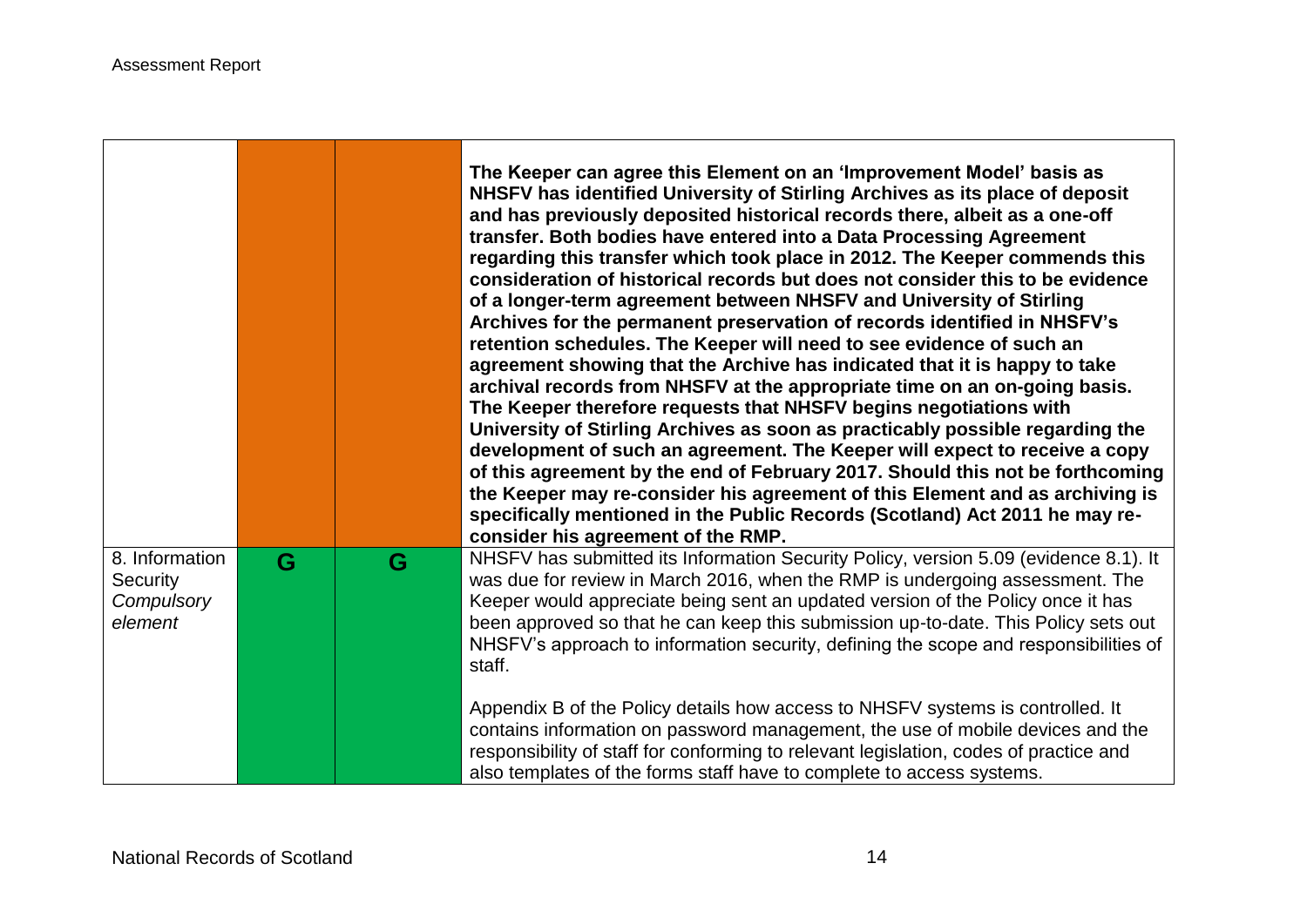| | | | |
|---|---|---|---|
| | | | **The Keeper can agree this Element on an 'Improvement Model' basis as NHSFV has identified University of Stirling Archives as its place of deposit and has previously deposited historical records there, albeit as a one-off transfer. Both bodies have entered into a Data Processing Agreement regarding this transfer which took place in 2012. The Keeper commends this consideration of historical records but does not consider this to be evidence of a longer-term agreement between NHSFV and University of Stirling Archives for the permanent preservation of records identified in NHSFV's retention schedules. The Keeper will need to see evidence of such an agreement showing that the Archive has indicated that it is happy to take archival records from NHSFV at the appropriate time on an on-going basis. The Keeper therefore requests that NHSFV begins negotiations with University of Stirling Archives as soon as practicably possible regarding the development of such an agreement. The Keeper will expect to receive a copy of this agreement by the end of February 2017. Should this not be forthcoming the Keeper may re-consider his agreement of this Element and as archiving is specifically mentioned in the Public Records (Scotland) Act 2011 he may re-consider his agreement of the RMP.** |
| 8. Information Security *Compulsory element* | G | G | NHSFV has submitted its Information Security Policy, version 5.09 (evidence 8.1). It was due for review in March 2016, when the RMP is undergoing assessment. The Keeper would appreciate being sent an updated version of the Policy once it has been approved so that he can keep this submission up-to-date. This Policy sets out NHSFV's approach to information security, defining the scope and responsibilities of staff.<br><br>Appendix B of the Policy details how access to NHSFV systems is controlled. It contains information on password management, the use of mobile devices and the responsibility of staff for conforming to relevant legislation, codes of practice and also templates of the forms staff have to complete to access systems. |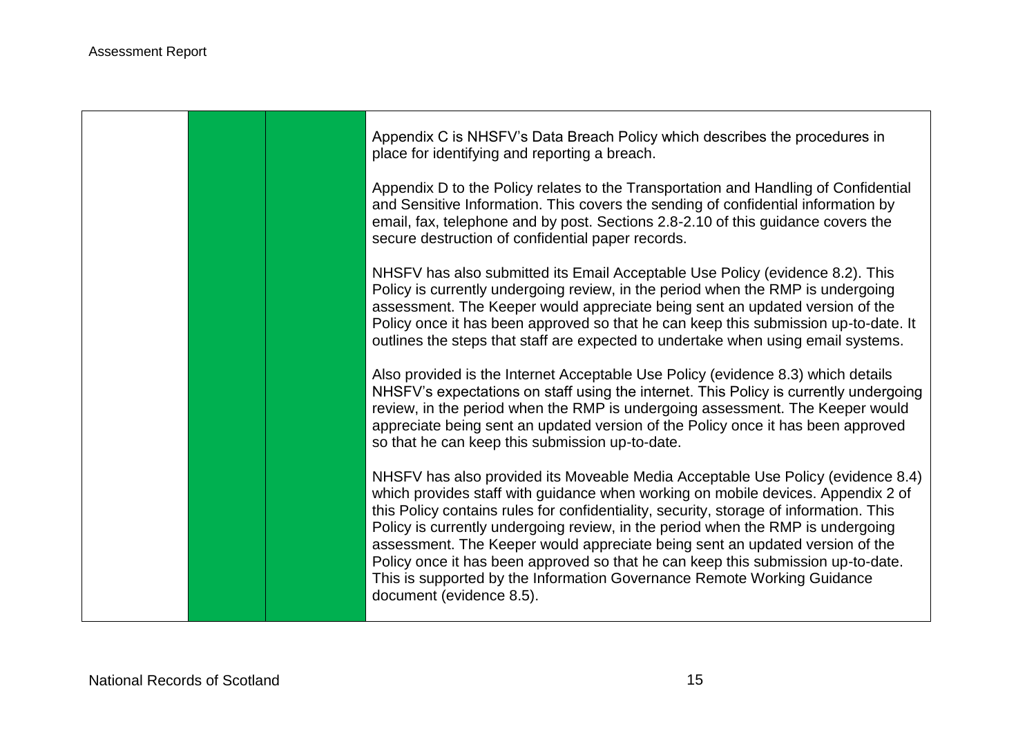| | | | |
|---|---|---|---|
| | | | Appendix C is NHSFV's Data Breach Policy which describes the procedures in place for identifying and reporting a breach.<br><br>Appendix D to the Policy relates to the Transportation and Handling of Confidential and Sensitive Information. This covers the sending of confidential information by email, fax, telephone and by post. Sections 2.8-2.10 of this guidance covers the secure destruction of confidential paper records.<br><br>NHSFV has also submitted its Email Acceptable Use Policy (evidence 8.2). This Policy is currently undergoing review, in the period when the RMP is undergoing assessment. The Keeper would appreciate being sent an updated version of the Policy once it has been approved so that he can keep this submission up-to-date. It outlines the steps that staff are expected to undertake when using email systems.<br><br>Also provided is the Internet Acceptable Use Policy (evidence 8.3) which details NHSFV's expectations on staff using the internet. This Policy is currently undergoing review, in the period when the RMP is undergoing assessment. The Keeper would appreciate being sent an updated version of the Policy once it has been approved so that he can keep this submission up-to-date.<br><br>NHSFV has also provided its Moveable Media Acceptable Use Policy (evidence 8.4) which provides staff with guidance when working on mobile devices. Appendix 2 of this Policy contains rules for confidentiality, security, storage of information. This Policy is currently undergoing review, in the period when the RMP is undergoing assessment. The Keeper would appreciate being sent an updated version of the Policy once it has been approved so that he can keep this submission up-to-date. This is supported by the Information Governance Remote Working Guidance document (evidence 8.5). |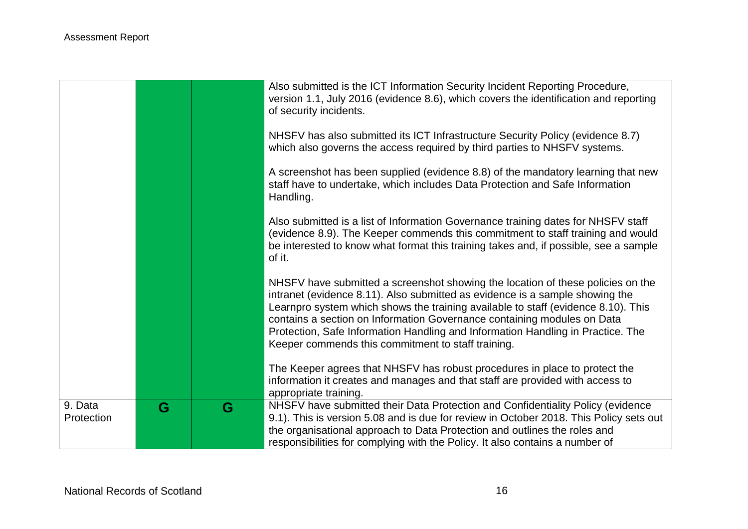| | | | |
|---|---|---|---|
| | | | Also submitted is the ICT Information Security Incident Reporting Procedure, version 1.1, July 2016 (evidence 8.6), which covers the identification and reporting of security incidents.<br><br>NHSFV has also submitted its ICT Infrastructure Security Policy (evidence 8.7) which also governs the access required by third parties to NHSFV systems.<br><br>A screenshot has been supplied (evidence 8.8) of the mandatory learning that new staff have to undertake, which includes Data Protection and Safe Information Handling.<br><br>Also submitted is a list of Information Governance training dates for NHSFV staff (evidence 8.9). The Keeper commends this commitment to staff training and would be interested to know what format this training takes and, if possible, see a sample of it.<br><br>NHSFV have submitted a screenshot showing the location of these policies on the intranet (evidence 8.11). Also submitted as evidence is a sample showing the Learnpro system which shows the training available to staff (evidence 8.10). This contains a section on Information Governance containing modules on Data Protection, Safe Information Handling and Information Handling in Practice. The Keeper commends this commitment to staff training.<br><br>The Keeper agrees that NHSFV has robust procedures in place to protect the information it creates and manages and that staff are provided with access to appropriate training. |
| 9. Data Protection | G | G | NHSFV have submitted their Data Protection and Confidentiality Policy (evidence 9.1). This is version 5.08 and is due for review in October 2018. This Policy sets out the organisational approach to Data Protection and outlines the roles and responsibilities for complying with the Policy. It also contains a number of |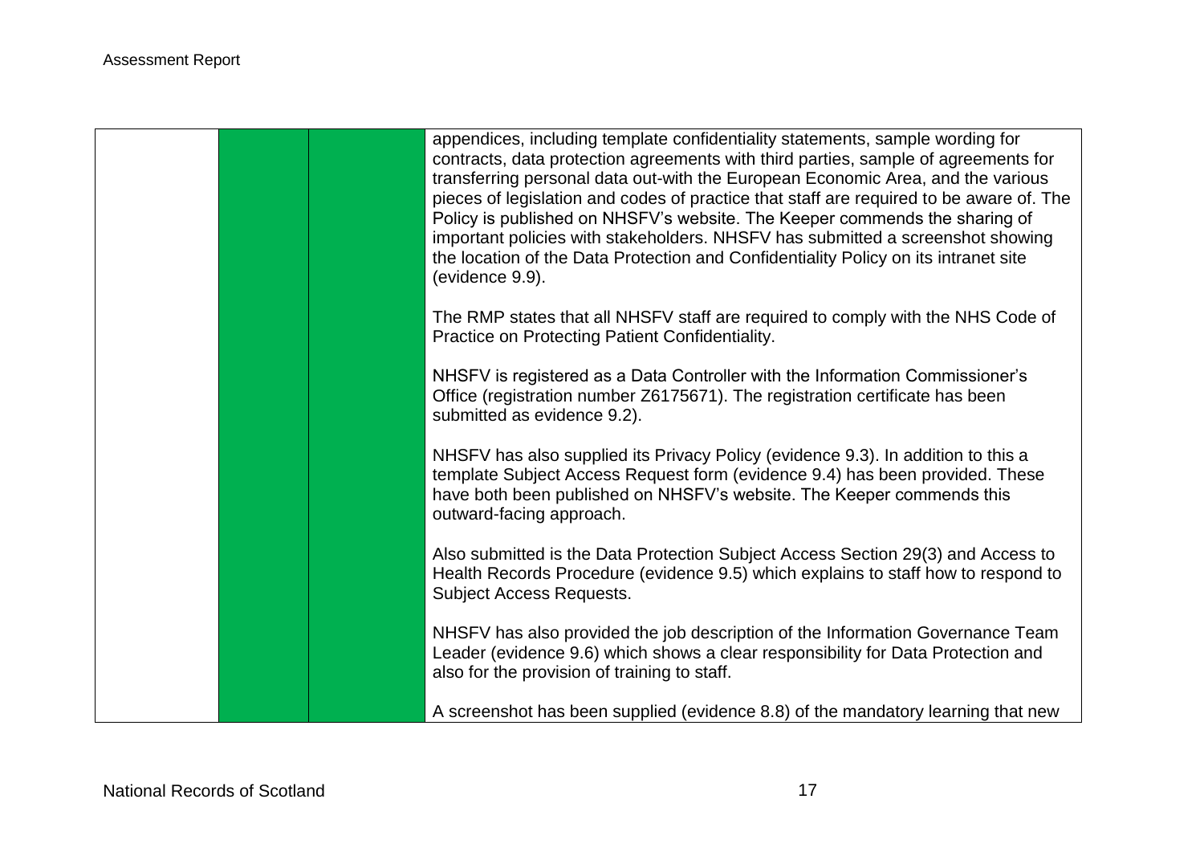| | | | |
|---|---|---|---|
| | | | appendices, including template confidentiality statements, sample wording for contracts, data protection agreements with third parties, sample of agreements for transferring personal data out-with the European Economic Area, and the various pieces of legislation and codes of practice that staff are required to be aware of. The Policy is published on NHSFV's website. The Keeper commends the sharing of important policies with stakeholders. NHSFV has submitted a screenshot showing the location of the Data Protection and Confidentiality Policy on its intranet site (evidence 9.9).<br><br>The RMP states that all NHSFV staff are required to comply with the NHS Code of Practice on Protecting Patient Confidentiality.<br><br>NHSFV is registered as a Data Controller with the Information Commissioner's Office (registration number Z6175671). The registration certificate has been submitted as evidence 9.2).<br><br>NHSFV has also supplied its Privacy Policy (evidence 9.3). In addition to this a template Subject Access Request form (evidence 9.4) has been provided. These have both been published on NHSFV's website. The Keeper commends this outward-facing approach.<br><br>Also submitted is the Data Protection Subject Access Section 29(3) and Access to Health Records Procedure (evidence 9.5) which explains to staff how to respond to Subject Access Requests.<br><br>NHSFV has also provided the job description of the Information Governance Team Leader (evidence 9.6) which shows a clear responsibility for Data Protection and also for the provision of training to staff.<br><br>A screenshot has been supplied (evidence 8.8) of the mandatory learning that new |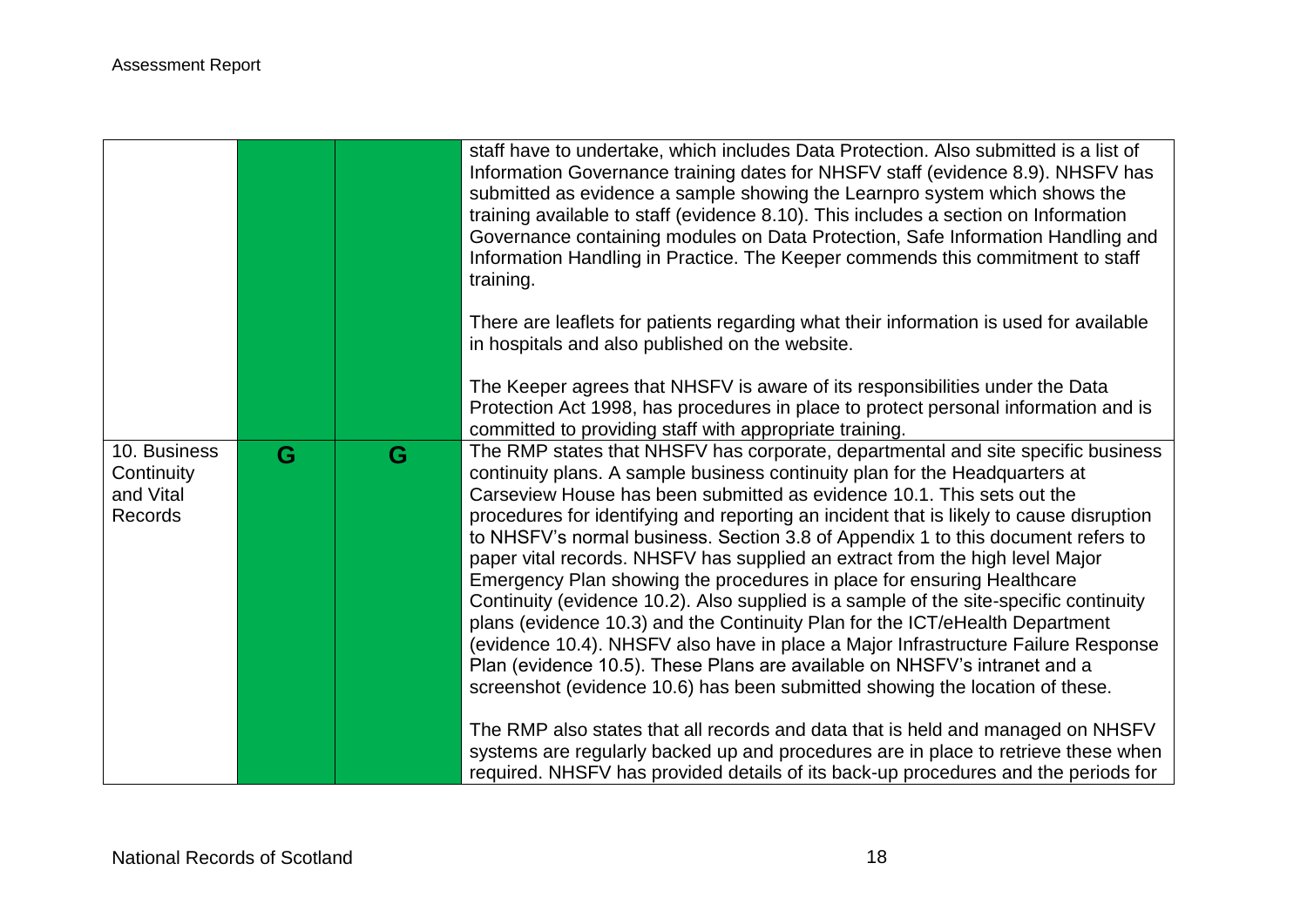| | | | |
|---|---|---|---|
| | | | staff have to undertake, which includes Data Protection. Also submitted is a list of Information Governance training dates for NHSFV staff (evidence 8.9). NHSFV has submitted as evidence a sample showing the Learnpro system which shows the training available to staff (evidence 8.10). This includes a section on Information Governance containing modules on Data Protection, Safe Information Handling and Information Handling in Practice. The Keeper commends this commitment to staff training.<br><br>There are leaflets for patients regarding what their information is used for available in hospitals and also published on the website.<br><br>The Keeper agrees that NHSFV is aware of its responsibilities under the Data Protection Act 1998, has procedures in place to protect personal information and is committed to providing staff with appropriate training. |
| 10. Business Continuity and Vital Records | G | G | The RMP states that NHSFV has corporate, departmental and site specific business continuity plans. A sample business continuity plan for the Headquarters at Carseview House has been submitted as evidence 10.1. This sets out the procedures for identifying and reporting an incident that is likely to cause disruption to NHSFV's normal business. Section 3.8 of Appendix 1 to this document refers to paper vital records. NHSFV has supplied an extract from the high level Major Emergency Plan showing the procedures in place for ensuring Healthcare Continuity (evidence 10.2). Also supplied is a sample of the site-specific continuity plans (evidence 10.3) and the Continuity Plan for the ICT/eHealth Department (evidence 10.4). NHSFV also have in place a Major Infrastructure Failure Response Plan (evidence 10.5). These Plans are available on NHSFV's intranet and a screenshot (evidence 10.6) has been submitted showing the location of these.<br><br>The RMP also states that all records and data that is held and managed on NHSFV systems are regularly backed up and procedures are in place to retrieve these when required. NHSFV has provided details of its back-up procedures and the periods for |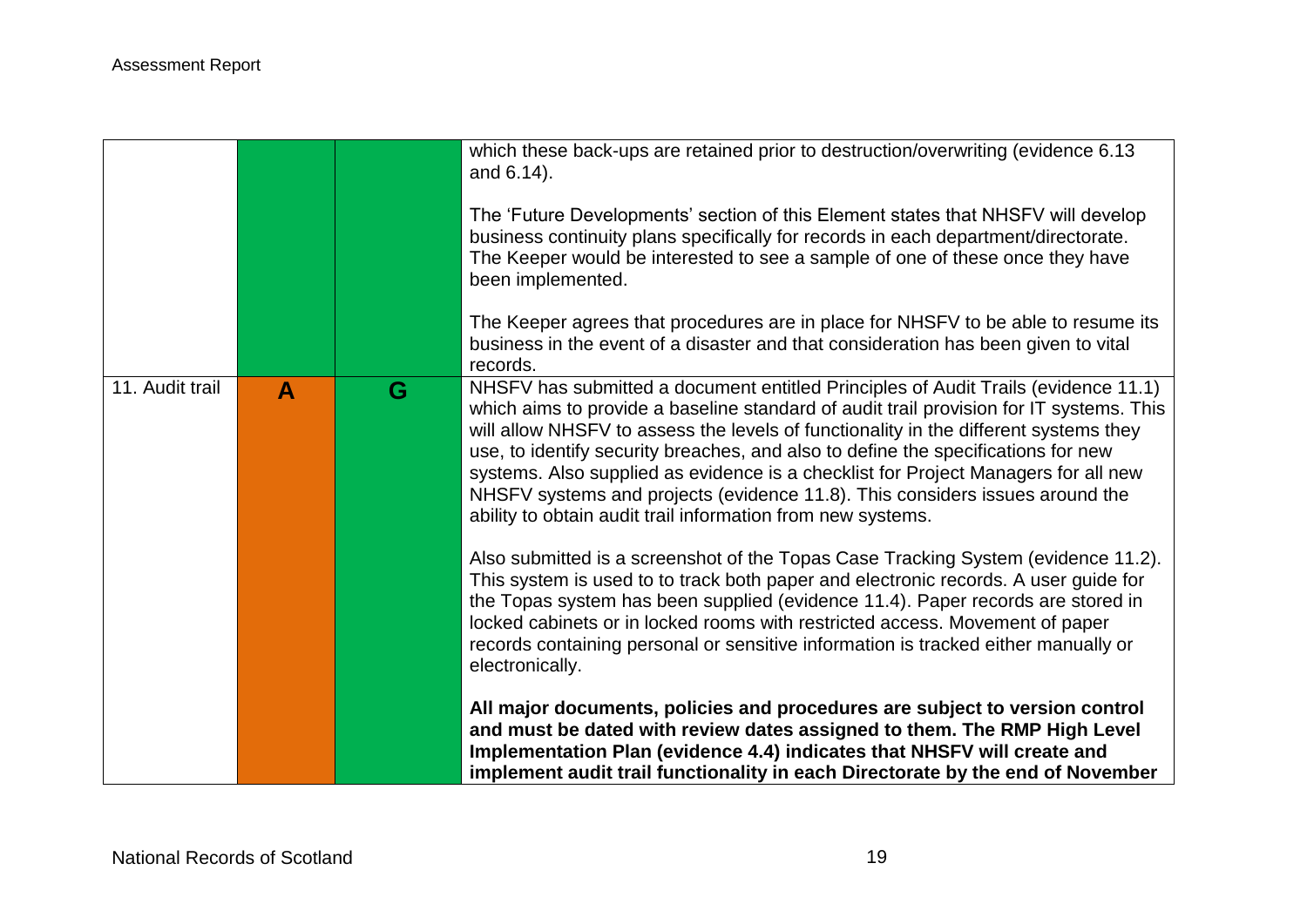| | | | |
|---|---|---|---|
| | | | which these back-ups are retained prior to destruction/overwriting (evidence 6.13 and 6.14).<br><br>The 'Future Developments' section of this Element states that NHSFV will develop business continuity plans specifically for records in each department/directorate. The Keeper would be interested to see a sample of one of these once they have been implemented.<br><br>The Keeper agrees that procedures are in place for NHSFV to be able to resume its business in the event of a disaster and that consideration has been given to vital records. |
| 11. Audit trail | **A** | **G** | NHSFV has submitted a document entitled Principles of Audit Trails (evidence 11.1) which aims to provide a baseline standard of audit trail provision for IT systems. This will allow NHSFV to assess the levels of functionality in the different systems they use, to identify security breaches, and also to define the specifications for new systems. Also supplied as evidence is a checklist for Project Managers for all new NHSFV systems and projects (evidence 11.8). This considers issues around the ability to obtain audit trail information from new systems.<br><br>Also submitted is a screenshot of the Topas Case Tracking System (evidence 11.2). This system is used to to track both paper and electronic records. A user guide for the Topas system has been supplied (evidence 11.4). Paper records are stored in locked cabinets or in locked rooms with restricted access. Movement of paper records containing personal or sensitive information is tracked either manually or electronically.<br><br>**All major documents, policies and procedures are subject to version control and must be dated with review dates assigned to them. The RMP High Level Implementation Plan (evidence 4.4) indicates that NHSFV will create and implement audit trail functionality in each Directorate by the end of November** |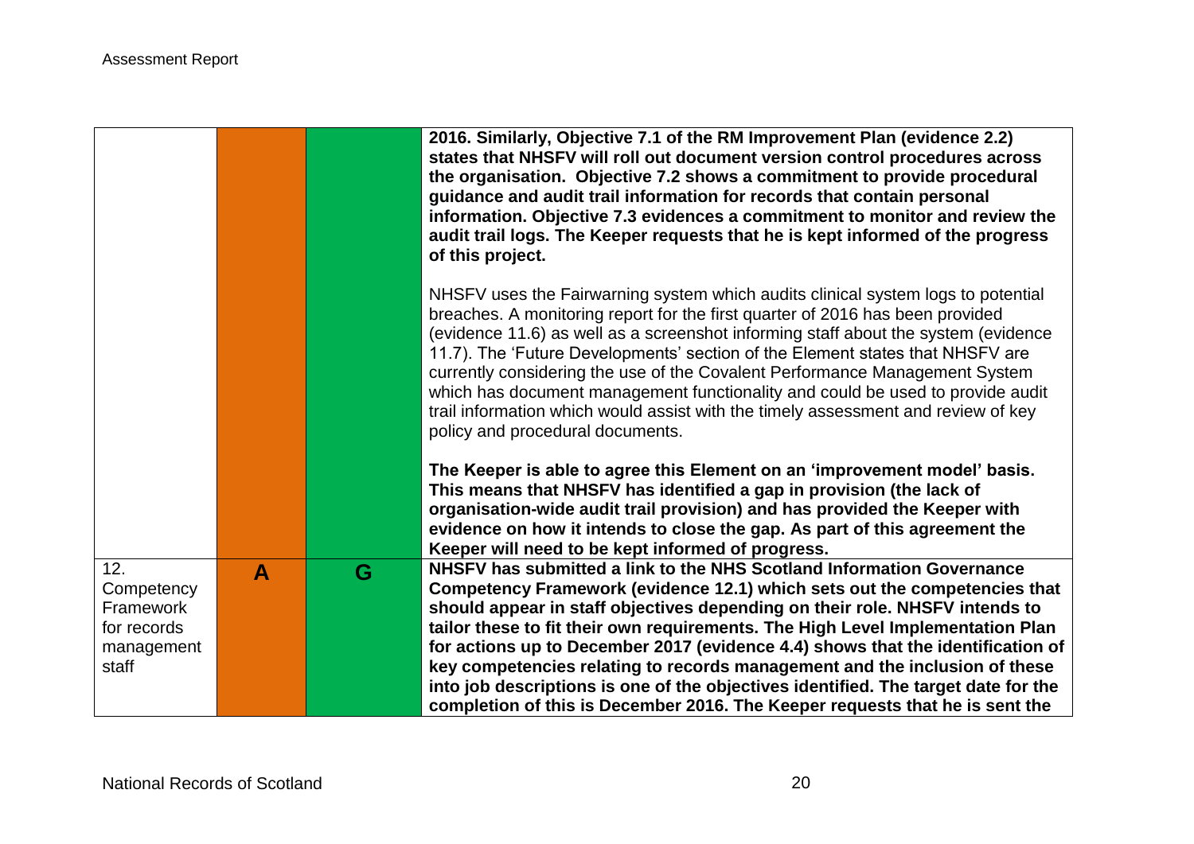| | | | |
|---|---|---|---|
| | | | **2016. Similarly, Objective 7.1 of the RM Improvement Plan (evidence 2.2) states that NHSFV will roll out document version control procedures across the organisation. Objective 7.2 shows a commitment to provide procedural guidance and audit trail information for records that contain personal information. Objective 7.3 evidences a commitment to monitor and review the audit trail logs. The Keeper requests that he is kept informed of the progress of this project.**<br><br>NHSFV uses the Fairwarning system which audits clinical system logs to potential breaches. A monitoring report for the first quarter of 2016 has been provided (evidence 11.6) as well as a screenshot informing staff about the system (evidence 11.7). The 'Future Developments' section of the Element states that NHSFV are currently considering the use of the Covalent Performance Management System which has document management functionality and could be used to provide audit trail information which would assist with the timely assessment and review of key policy and procedural documents.<br><br>**The Keeper is able to agree this Element on an 'improvement model' basis. This means that NHSFV has identified a gap in provision (the lack of organisation-wide audit trail provision) and has provided the Keeper with evidence on how it intends to close the gap. As part of this agreement the Keeper will need to be kept informed of progress.** |
| 12. Competency Framework for records management staff | **A** | **G** | **NHSFV has submitted a link to the NHS Scotland Information Governance Competency Framework (evidence 12.1) which sets out the competencies that should appear in staff objectives depending on their role. NHSFV intends to tailor these to fit their own requirements. The High Level Implementation Plan for actions up to December 2017 (evidence 4.4) shows that the identification of key competencies relating to records management and the inclusion of these into job descriptions is one of the objectives identified. The target date for the completion of this is December 2016. The Keeper requests that he is sent the** |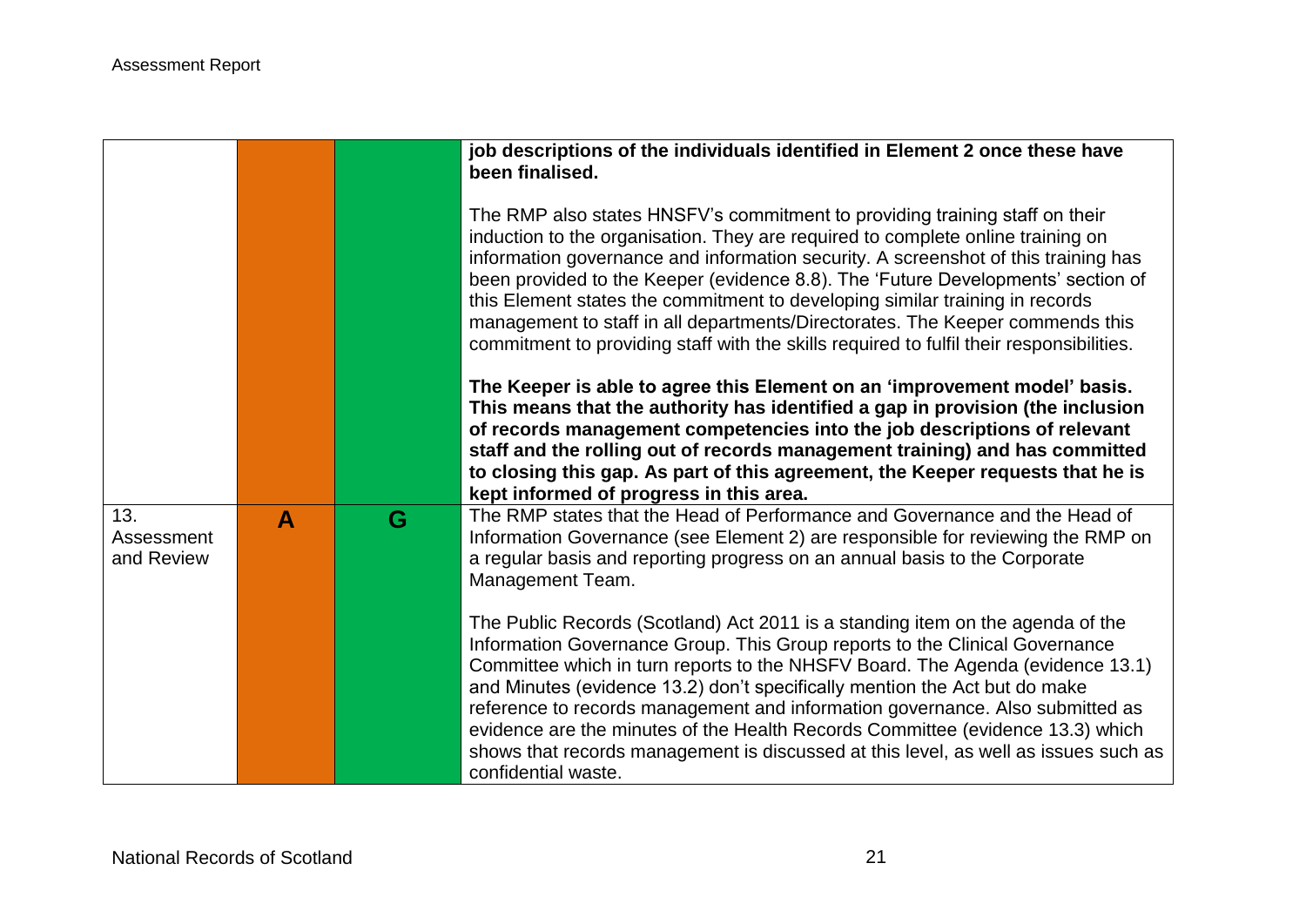| | | | |
|---|---|---|---|
| | | | **job descriptions of the individuals identified in Element 2 once these have been finalised.**<br><br>The RMP also states HNSFV's commitment to providing training staff on their induction to the organisation. They are required to complete online training on information governance and information security. A screenshot of this training has been provided to the Keeper (evidence 8.8). The 'Future Developments' section of this Element states the commitment to developing similar training in records management to staff in all departments/Directorates. The Keeper commends this commitment to providing staff with the skills required to fulfil their responsibilities.<br><br>**The Keeper is able to agree this Element on an 'improvement model' basis. This means that the authority has identified a gap in provision (the inclusion of records management competencies into the job descriptions of relevant staff and the rolling out of records management training) and has committed to closing this gap. As part of this agreement, the Keeper requests that he is kept informed of progress in this area.** |
| 13. Assessment and Review | **A** | **G** | The RMP states that the Head of Performance and Governance and the Head of Information Governance (see Element 2) are responsible for reviewing the RMP on a regular basis and reporting progress on an annual basis to the Corporate Management Team.<br><br>The Public Records (Scotland) Act 2011 is a standing item on the agenda of the Information Governance Group. This Group reports to the Clinical Governance Committee which in turn reports to the NHSFV Board. The Agenda (evidence 13.1) and Minutes (evidence 13.2) don't specifically mention the Act but do make reference to records management and information governance. Also submitted as evidence are the minutes of the Health Records Committee (evidence 13.3) which shows that records management is discussed at this level, as well as issues such as confidential waste. |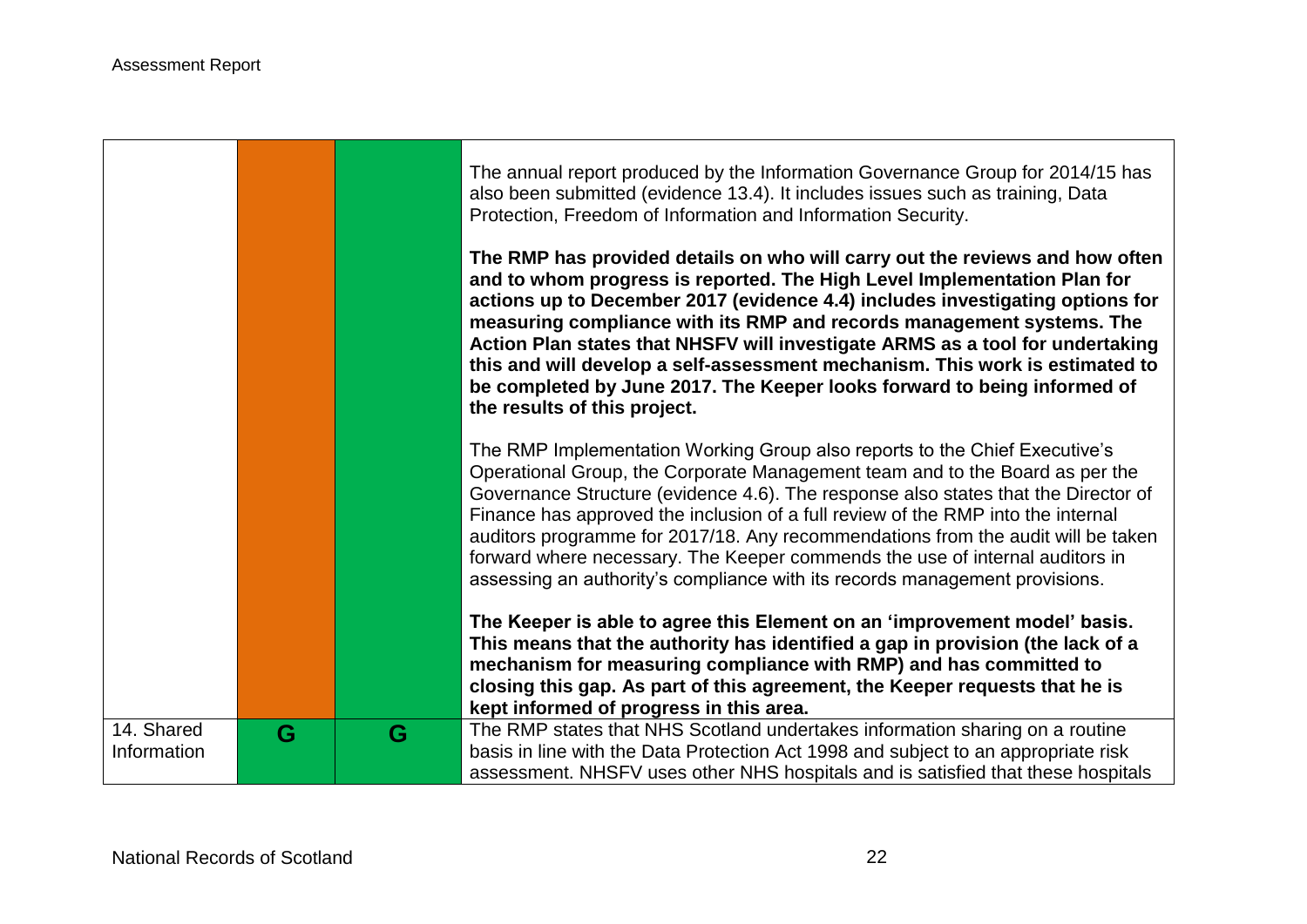| | | | |
|---|---|---|---|
| | | | The annual report produced by the Information Governance Group for 2014/15 has also been submitted (evidence 13.4). It includes issues such as training, Data Protection, Freedom of Information and Information Security.<br><br>**The RMP has provided details on who will carry out the reviews and how often and to whom progress is reported. The High Level Implementation Plan for actions up to December 2017 (evidence 4.4) includes investigating options for measuring compliance with its RMP and records management systems. The Action Plan states that NHSFV will investigate ARMS as a tool for undertaking this and will develop a self-assessment mechanism. This work is estimated to be completed by June 2017. The Keeper looks forward to being informed of the results of this project.**<br><br>The RMP Implementation Working Group also reports to the Chief Executive's Operational Group, the Corporate Management team and to the Board as per the Governance Structure (evidence 4.6). The response also states that the Director of Finance has approved the inclusion of a full review of the RMP into the internal auditors programme for 2017/18. Any recommendations from the audit will be taken forward where necessary. The Keeper commends the use of internal auditors in assessing an authority's compliance with its records management provisions.<br><br>**The Keeper is able to agree this Element on an 'improvement model' basis. This means that the authority has identified a gap in provision (the lack of a mechanism for measuring compliance with RMP) and has committed to closing this gap. As part of this agreement, the Keeper requests that he is kept informed of progress in this area.** |
| 14. Shared Information | G | G | The RMP states that NHS Scotland undertakes information sharing on a routine basis in line with the Data Protection Act 1998 and subject to an appropriate risk assessment. NHSFV uses other NHS hospitals and is satisfied that these hospitals |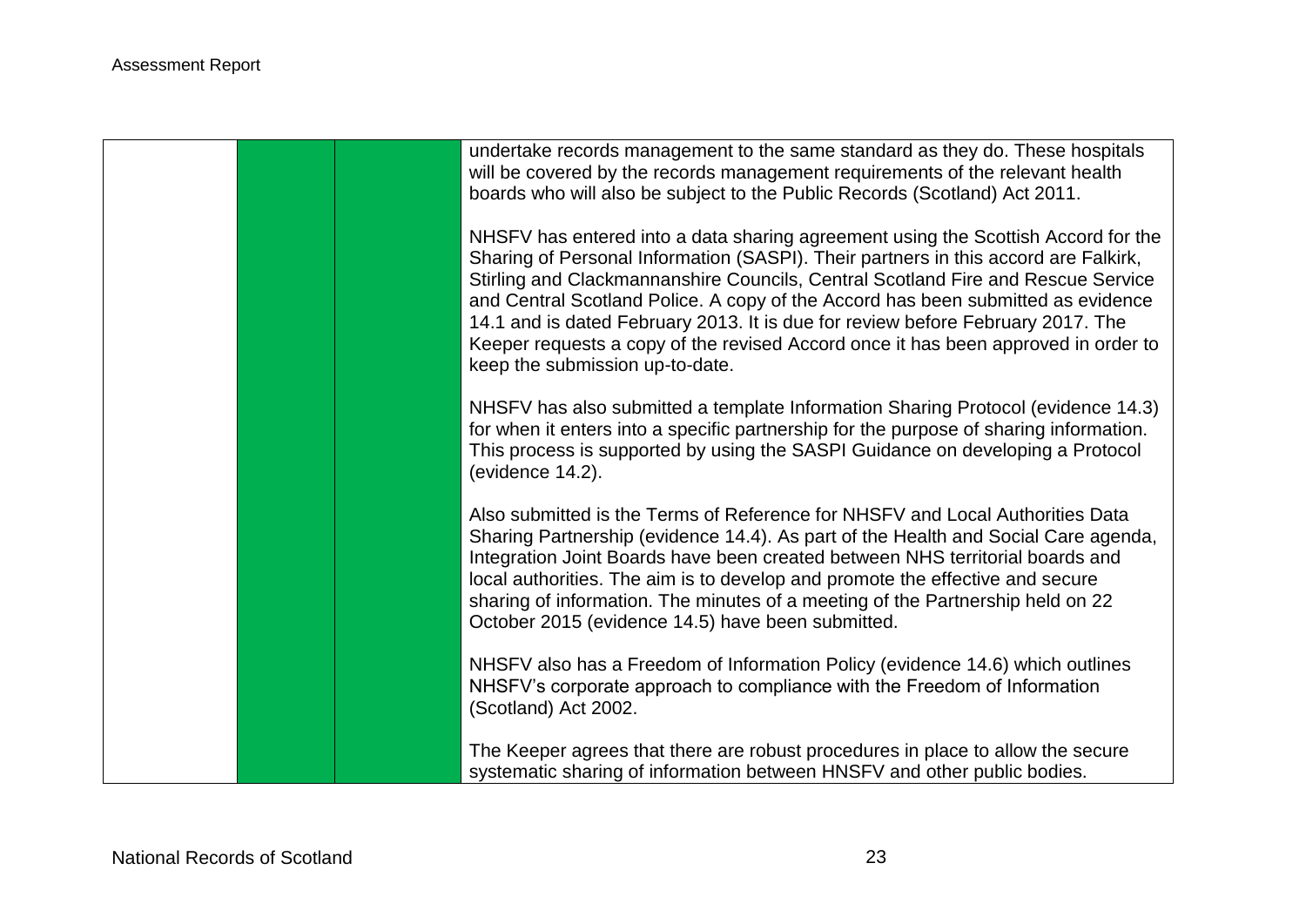| | | | |
|---|---|---|---|
| | | | undertake records management to the same standard as they do. These hospitals will be covered by the records management requirements of the relevant health boards who will also be subject to the Public Records (Scotland) Act 2011.<br><br>NHSFV has entered into a data sharing agreement using the Scottish Accord for the Sharing of Personal Information (SASPI). Their partners in this accord are Falkirk, Stirling and Clackmannanshire Councils, Central Scotland Fire and Rescue Service and Central Scotland Police. A copy of the Accord has been submitted as evidence 14.1 and is dated February 2013. It is due for review before February 2017. The Keeper requests a copy of the revised Accord once it has been approved in order to keep the submission up-to-date.<br><br>NHSFV has also submitted a template Information Sharing Protocol (evidence 14.3) for when it enters into a specific partnership for the purpose of sharing information. This process is supported by using the SASPI Guidance on developing a Protocol (evidence 14.2).<br><br>Also submitted is the Terms of Reference for NHSFV and Local Authorities Data Sharing Partnership (evidence 14.4). As part of the Health and Social Care agenda, Integration Joint Boards have been created between NHS territorial boards and local authorities. The aim is to develop and promote the effective and secure sharing of information. The minutes of a meeting of the Partnership held on 22 October 2015 (evidence 14.5) have been submitted.<br><br>NHSFV also has a Freedom of Information Policy (evidence 14.6) which outlines NHSFV's corporate approach to compliance with the Freedom of Information (Scotland) Act 2002.<br><br>The Keeper agrees that there are robust procedures in place to allow the secure systematic sharing of information between HNSFV and other public bodies. |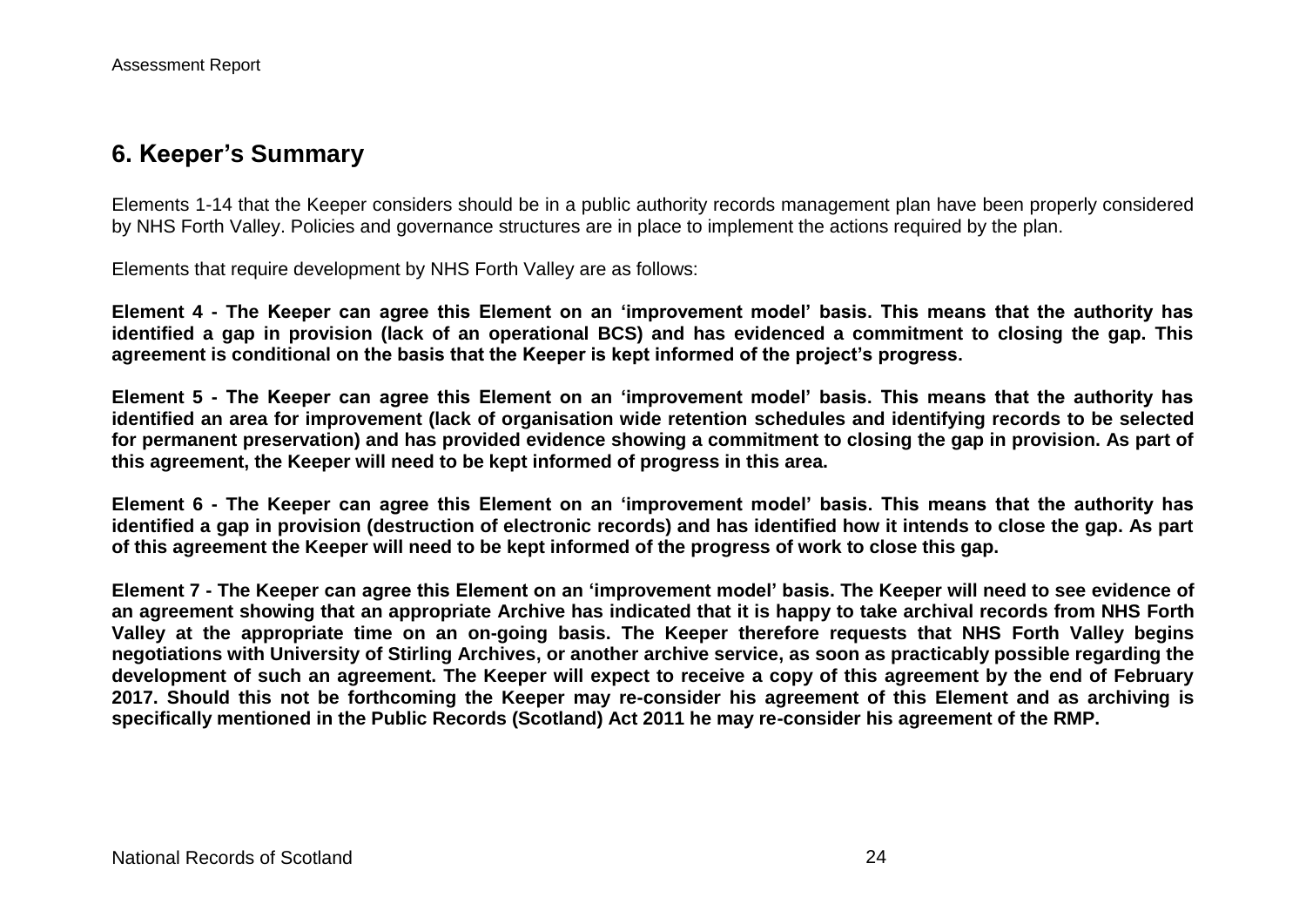## 6. Keeper's Summary

Elements 1-14 that the Keeper considers should be in a public authority records management plan have been properly considered by NHS Forth Valley. Policies and governance structures are in place to implement the actions required by the plan.

Elements that require development by NHS Forth Valley are as follows:

**Element 4 - The Keeper can agree this Element on an 'improvement model' basis. This means that the authority has identified a gap in provision (lack of an operational BCS) and has evidenced a commitment to closing the gap. This agreement is conditional on the basis that the Keeper is kept informed of the project's progress.**

**Element 5 - The Keeper can agree this Element on an 'improvement model' basis. This means that the authority has identified an area for improvement (lack of organisation wide retention schedules and identifying records to be selected for permanent preservation) and has provided evidence showing a commitment to closing the gap in provision. As part of this agreement, the Keeper will need to be kept informed of progress in this area.**

**Element 6 - The Keeper can agree this Element on an 'improvement model' basis. This means that the authority has identified a gap in provision (destruction of electronic records) and has identified how it intends to close the gap. As part of this agreement the Keeper will need to be kept informed of the progress of work to close this gap.**

**Element 7 - The Keeper can agree this Element on an 'improvement model' basis. The Keeper will need to see evidence of an agreement showing that an appropriate Archive has indicated that it is happy to take archival records from NHS Forth Valley at the appropriate time on an on-going basis. The Keeper therefore requests that NHS Forth Valley begins negotiations with University of Stirling Archives, or another archive service, as soon as practicably possible regarding the development of such an agreement. The Keeper will expect to receive a copy of this agreement by the end of February 2017. Should this not be forthcoming the Keeper may re-consider his agreement of this Element and as archiving is specifically mentioned in the Public Records (Scotland) Act 2011 he may re-consider his agreement of the RMP.**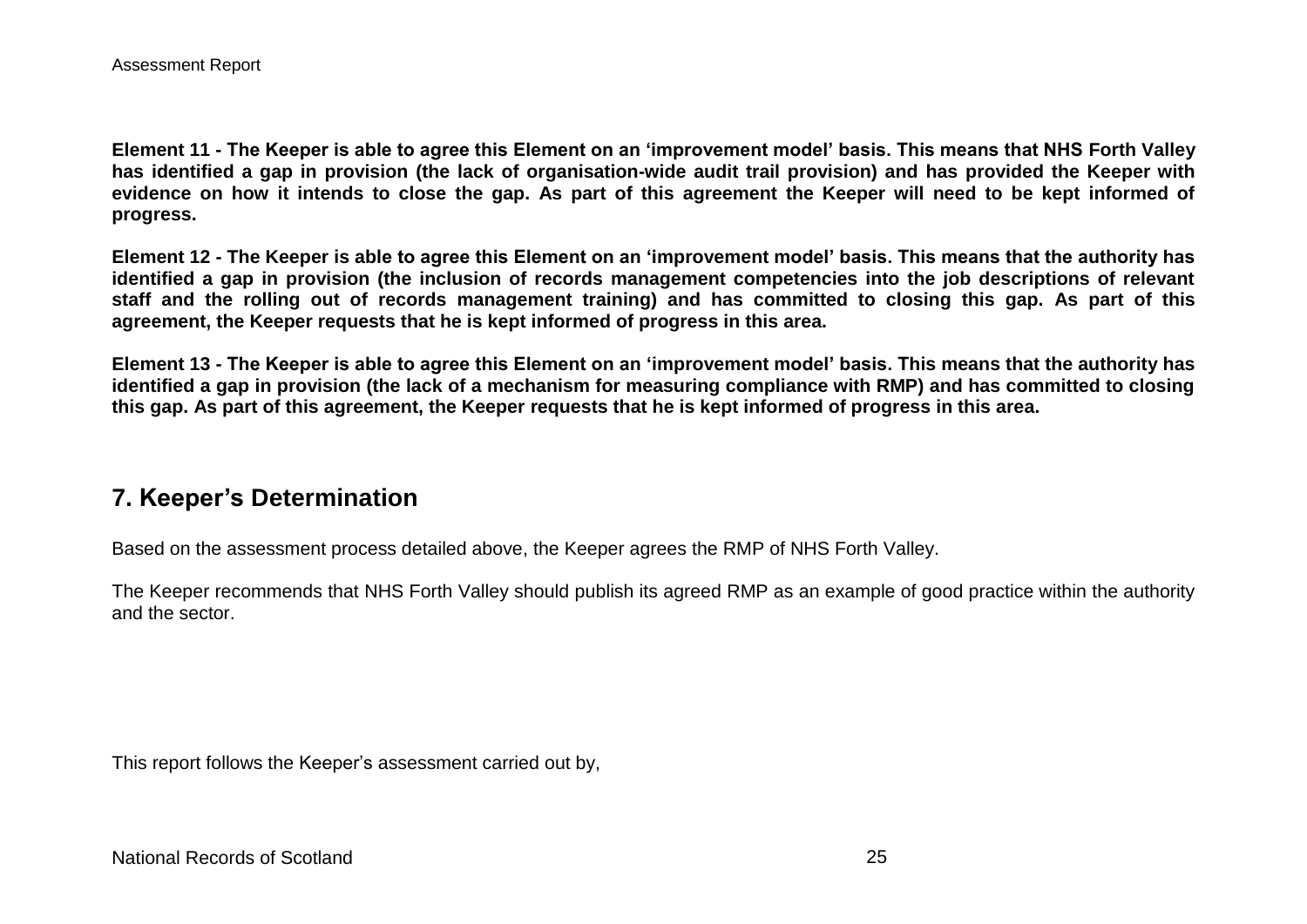**Element 11 - The Keeper is able to agree this Element on an 'improvement model' basis. This means that NHS Forth Valley has identified a gap in provision (the lack of organisation-wide audit trail provision) and has provided the Keeper with evidence on how it intends to close the gap. As part of this agreement the Keeper will need to be kept informed of progress.**

**Element 12 - The Keeper is able to agree this Element on an 'improvement model' basis. This means that the authority has identified a gap in provision (the inclusion of records management competencies into the job descriptions of relevant staff and the rolling out of records management training) and has committed to closing this gap. As part of this agreement, the Keeper requests that he is kept informed of progress in this area.**

**Element 13 - The Keeper is able to agree this Element on an 'improvement model' basis. This means that the authority has identified a gap in provision (the lack of a mechanism for measuring compliance with RMP) and has committed to closing this gap. As part of this agreement, the Keeper requests that he is kept informed of progress in this area.**

## 7. Keeper's Determination

Based on the assessment process detailed above, the Keeper agrees the RMP of NHS Forth Valley.

The Keeper recommends that NHS Forth Valley should publish its agreed RMP as an example of good practice within the authority and the sector.

This report follows the Keeper's assessment carried out by,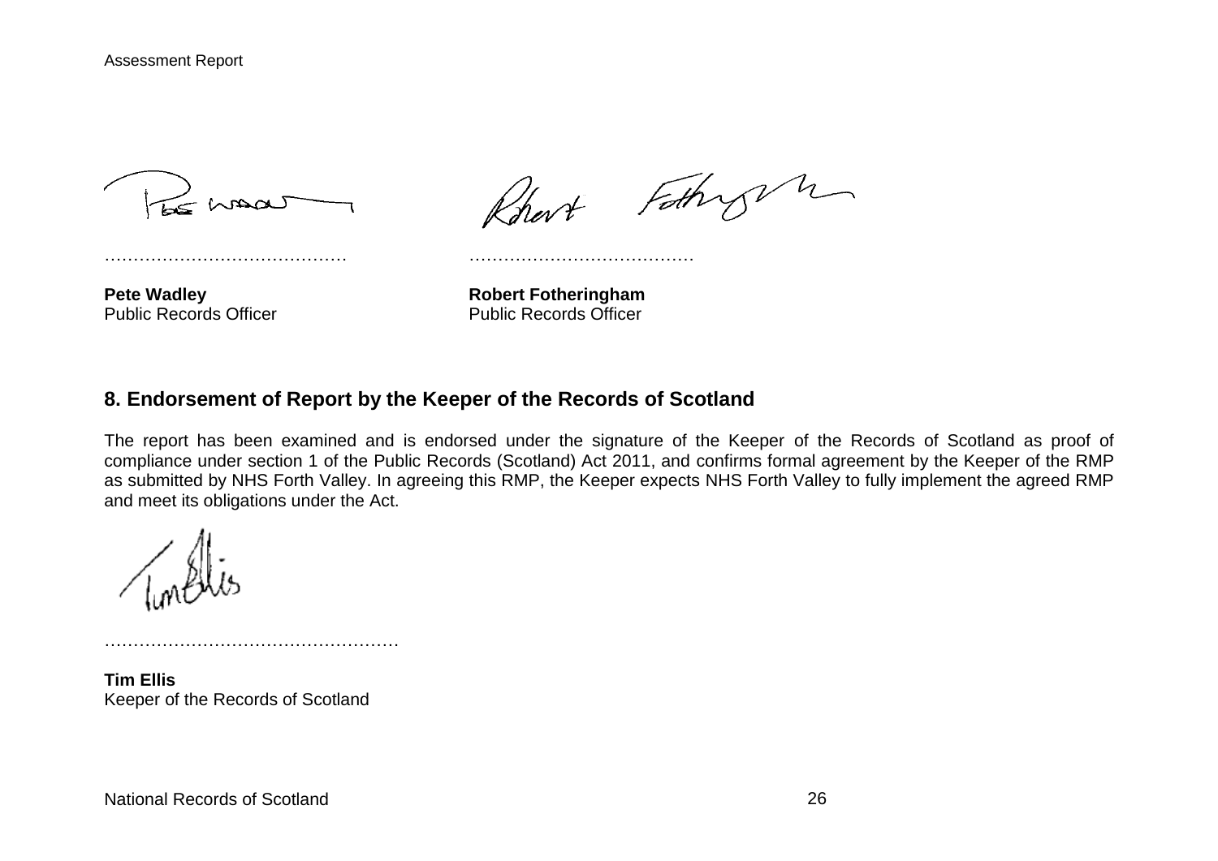…………………………………… …………………………………

**Pete Wadley**
Public Records Officer

**Robert Fotheringham**
Public Records Officer

## 8. Endorsement of Report by the Keeper of the Records of Scotland

The report has been examined and is endorsed under the signature of the Keeper of the Records of Scotland as proof of compliance under section 1 of the Public Records (Scotland) Act 2011, and confirms formal agreement by the Keeper of the RMP as submitted by NHS Forth Valley. In agreeing this RMP, the Keeper expects NHS Forth Valley to fully implement the agreed RMP and meet its obligations under the Act.

……………………………………………

**Tim Ellis**
Keeper of the Records of Scotland